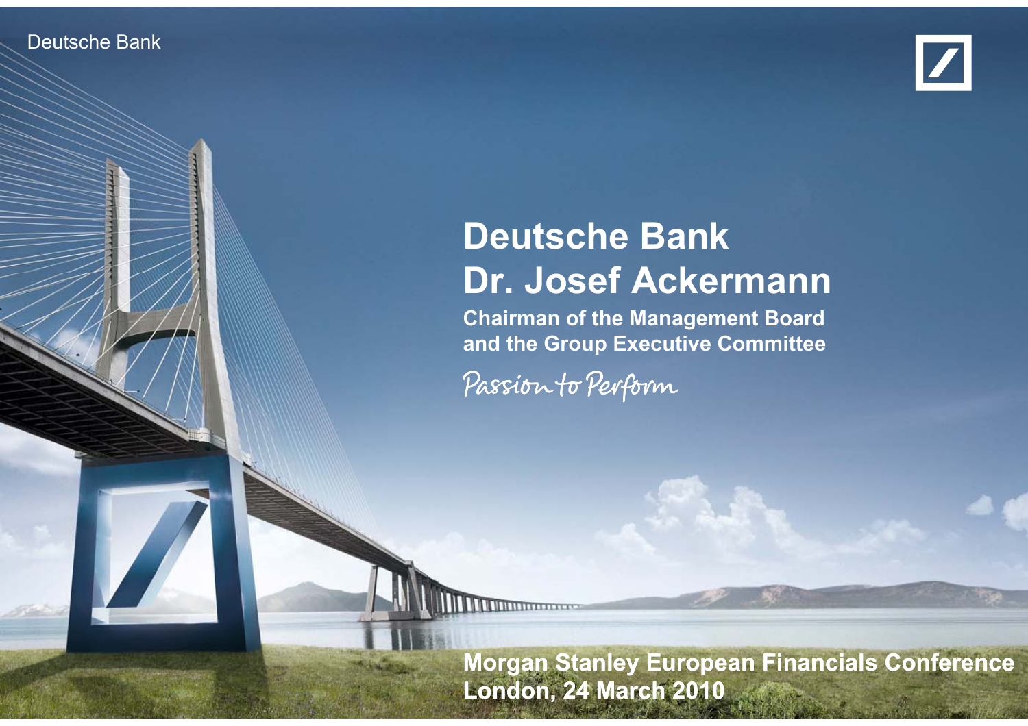Deutsche Bank

# Deutsche Bank
# Dr. Josef Ackermann

**Chairman of the Management Board and the Group Executive Committee**

*Passion to Perform*

**Morgan Stanley European Financials Conference**
**London, 24 March 2010**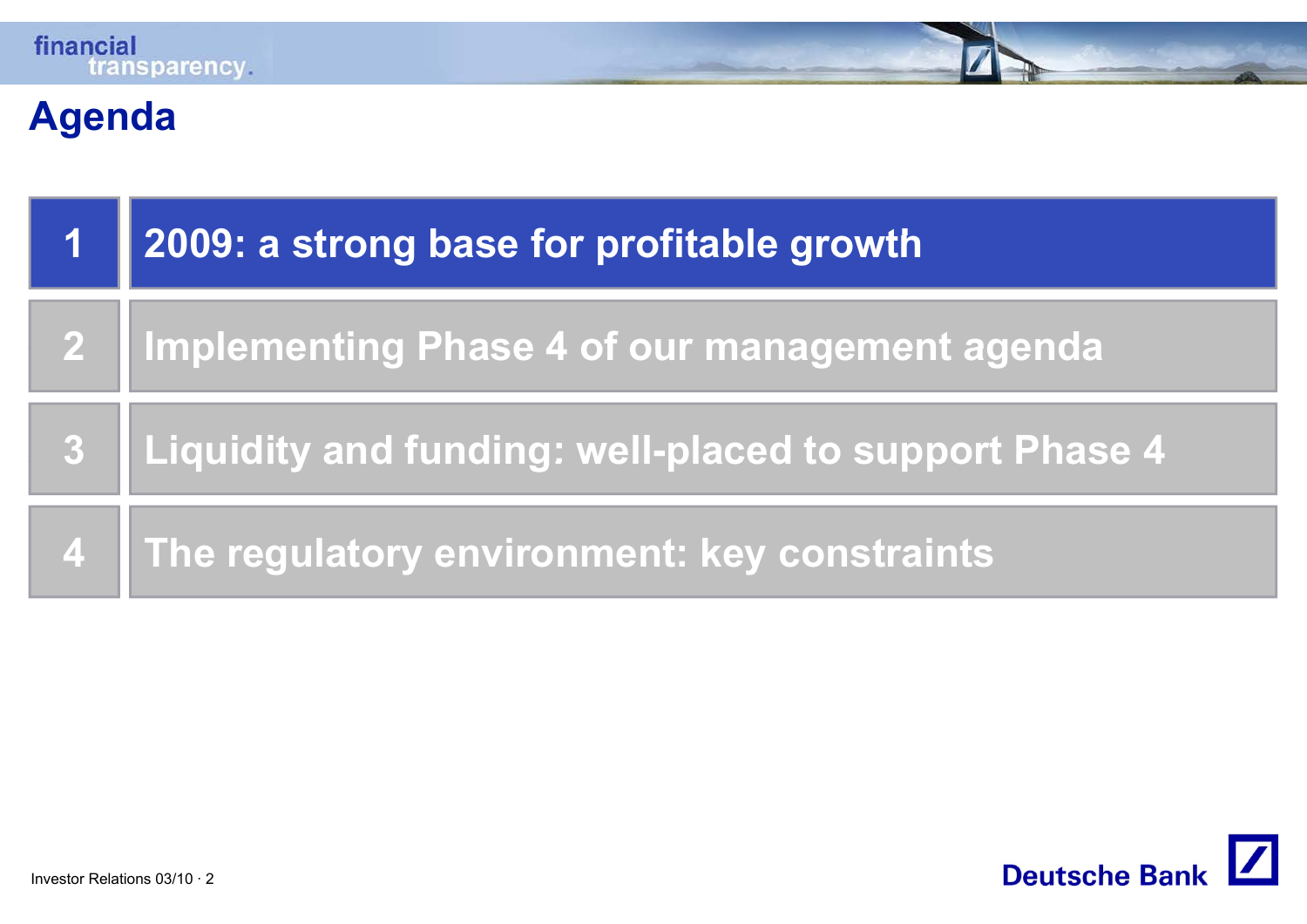# Agenda

1. 2009: a strong base for profitable growth
2. Implementing Phase 4 of our management agenda
3. Liquidity and funding: well-placed to support Phase 4
4. The regulatory environment: key constraints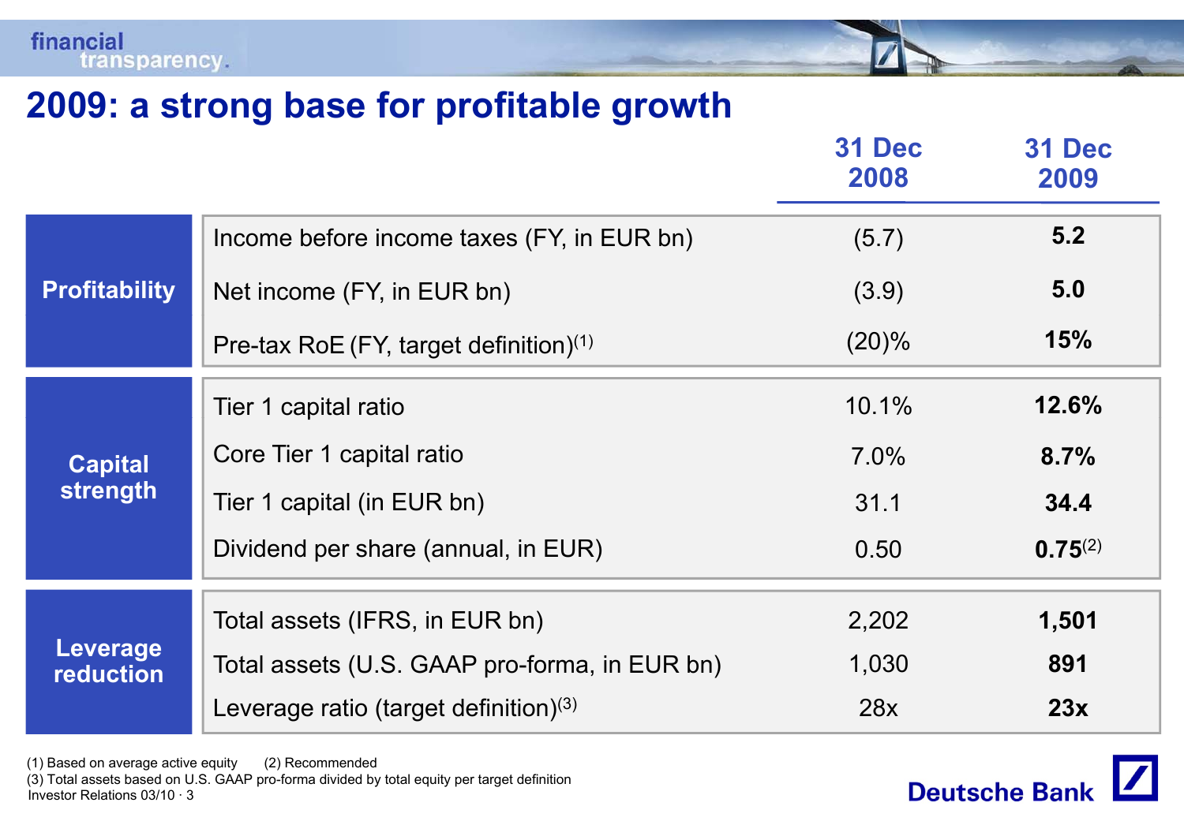# 2009: a strong base for profitable growth

| | | 31 Dec 2008 | 31 Dec 2009 |
|---|---|---|---|
| **Profitability** | Income before income taxes (FY, in EUR bn) | (5.7) | **5.2** |
| | Net income (FY, in EUR bn) | (3.9) | **5.0** |
| | Pre-tax RoE (FY, target definition)[1] | (20)% | **15%** |
| **Capital strength** | Tier 1 capital ratio | 10.1% | **12.6%** |
| | Core Tier 1 capital ratio | 7.0% | **8.7%** |
| | Tier 1 capital (in EUR bn) | 31.1 | **34.4** |
| | Dividend per share (annual, in EUR) | 0.50 | **0.75**[2] |
| **Leverage reduction** | Total assets (IFRS, in EUR bn) | 2,202 | **1,501** |
| | Total assets (U.S. GAAP pro-forma, in EUR bn) | 1,030 | **891** |
| | Leverage ratio (target definition)[3] | 28x | **23x** |

(1) Based on average active equity (2) Recommended
(3) Total assets based on U.S. GAAP pro-forma divided by total equity per target definition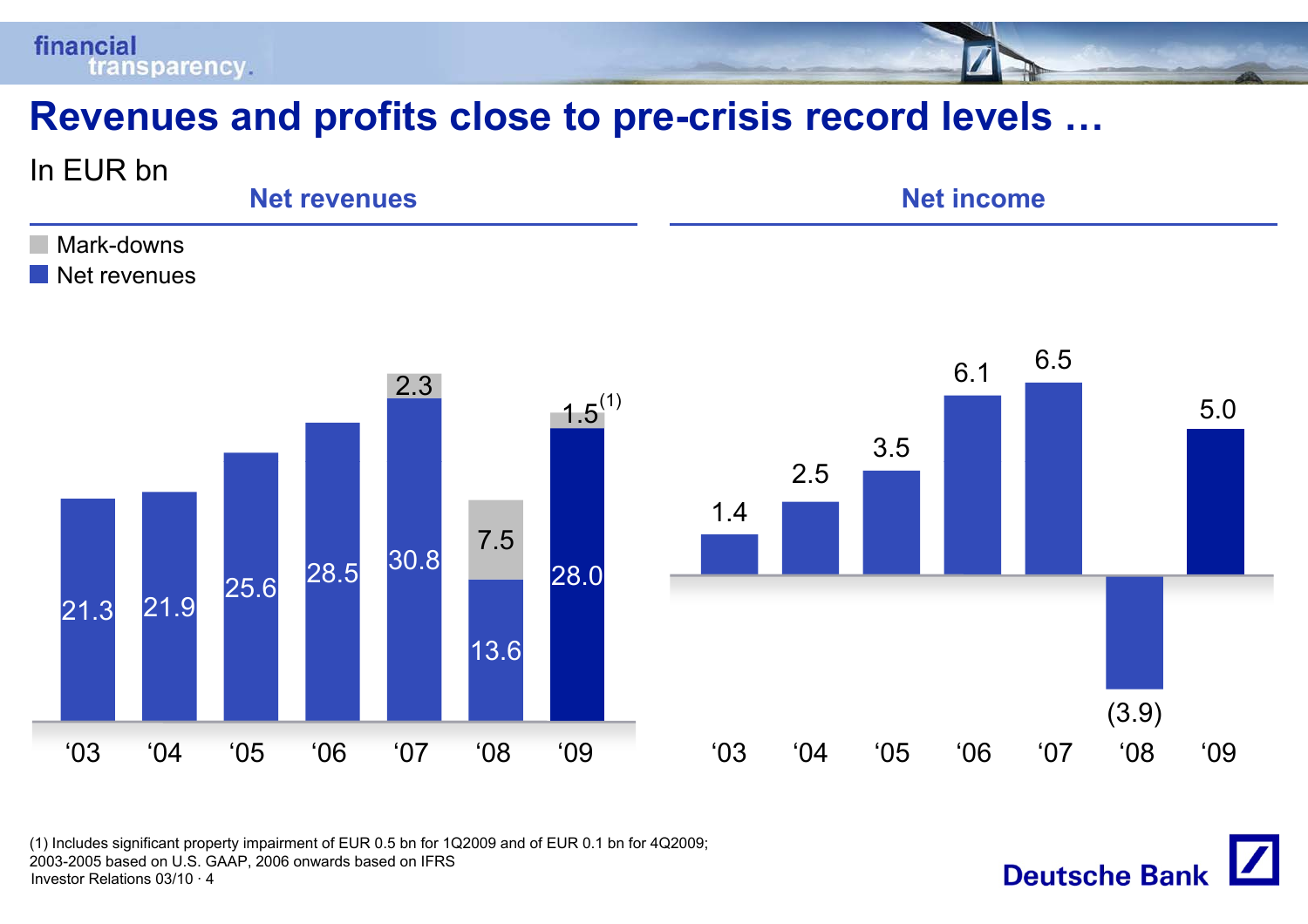# Revenues and profits close to pre-crisis record levels …

In EUR bn

## Net revenues

| | '03 | '04 | '05 | '06 | '07 | '08 | '09 |
|---|---|---|---|---|---|---|---|
| Mark-downs | | | | | 2.3 | 7.5 | 1.5[1] |
| Net revenues | 21.3 | 21.9 | 25.6 | 28.5 | 30.8 | 13.6 | 28.0 |

## Net income

| | '03 | '04 | '05 | '06 | '07 | '08 | '09 |
|---|---|---|---|---|---|---|---|
| Net income | 1.4 | 2.5 | 3.5 | 6.1 | 6.5 | (3.9) | 5.0 |

(1) Includes significant property impairment of EUR 0.5 bn for 1Q2009 and of EUR 0.1 bn for 4Q2009;
2003-2005 based on U.S. GAAP, 2006 onwards based on IFRS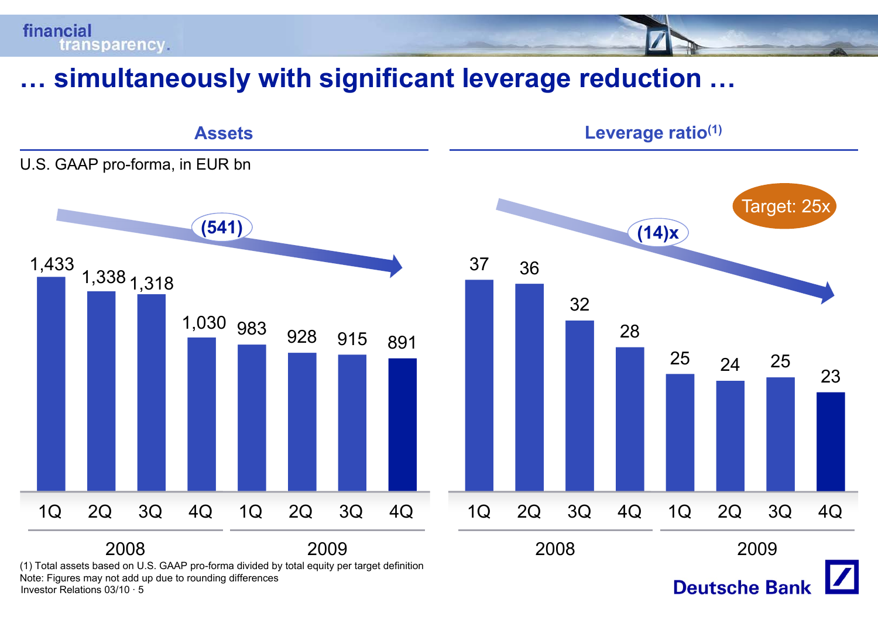# … simultaneously with significant leverage reduction …

## Assets

U.S. GAAP pro-forma, in EUR bn

(541)

| | 1Q 2008 | 2Q 2008 | 3Q 2008 | 4Q 2008 | 1Q 2009 | 2Q 2009 | 3Q 2009 | 4Q 2009 |
|---|---|---|---|---|---|---|---|---|
| Assets | 1,433 | 1,338 | 1,318 | 1,030 | 983 | 928 | 915 | 891 |

## Leverage ratio[1]

Target: 25x

(14)x

| | 1Q 2008 | 2Q 2008 | 3Q 2008 | 4Q 2008 | 1Q 2009 | 2Q 2009 | 3Q 2009 | 4Q 2009 |
|---|---|---|---|---|---|---|---|---|
| Leverage ratio | 37 | 36 | 32 | 28 | 25 | 24 | 25 | 23 |

(1) Total assets based on U.S. GAAP pro-forma divided by total equity per target definition

Note: Figures may not add up due to rounding differences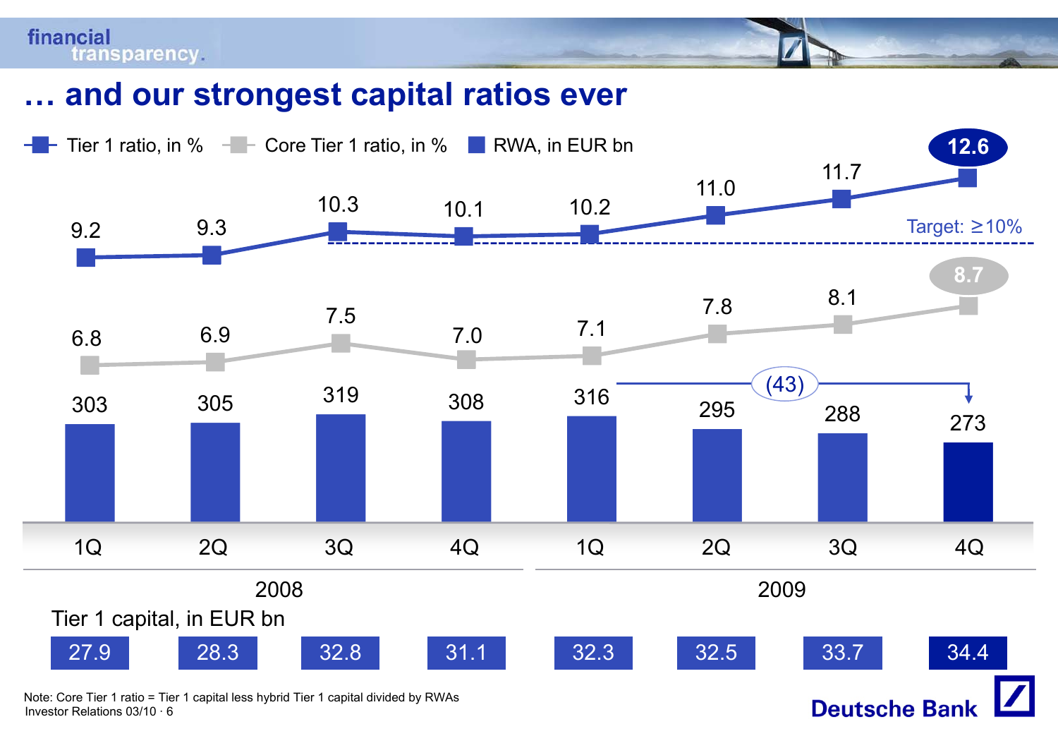# … and our strongest capital ratios ever

| | 1Q 2008 | 2Q 2008 | 3Q 2008 | 4Q 2008 | 1Q 2009 | 2Q 2009 | 3Q 2009 | 4Q 2009 |
|---|---|---|---|---|---|---|---|---|
| Tier 1 ratio, in % | 9.2 | 9.3 | 10.3 | 10.1 | 10.2 | 11.0 | 11.7 | 12.6 |
| Core Tier 1 ratio, in % | 6.8 | 6.9 | 7.5 | 7.0 | 7.1 | 7.8 | 8.1 | 8.7 |
| RWA, in EUR bn | 303 | 305 | 319 | 308 | 316 | 295 | 288 | 273 |
| Tier 1 capital, in EUR bn | 27.9 | 28.3 | 32.8 | 31.1 | 32.3 | 32.5 | 33.7 | 34.4 |

Target: ≥10%

(43)

Note: Core Tier 1 ratio = Tier 1 capital less hybrid Tier 1 capital divided by RWAs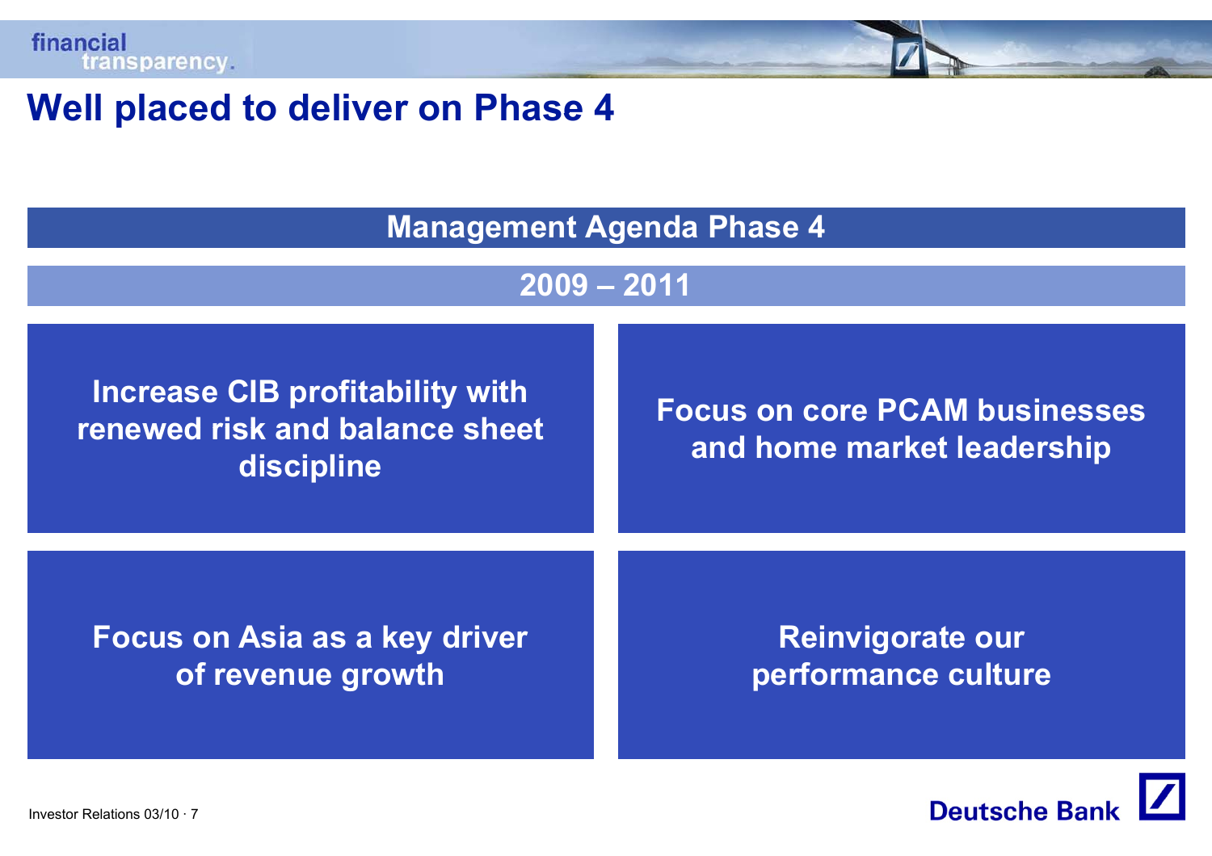# Well placed to deliver on Phase 4

## Management Agenda Phase 4

### 2009 – 2011

| | |
|---|---|
| **Increase CIB profitability with renewed risk and balance sheet discipline** | **Focus on core PCAM businesses and home market leadership** |
| **Focus on Asia as a key driver of revenue growth** | **Reinvigorate our performance culture** |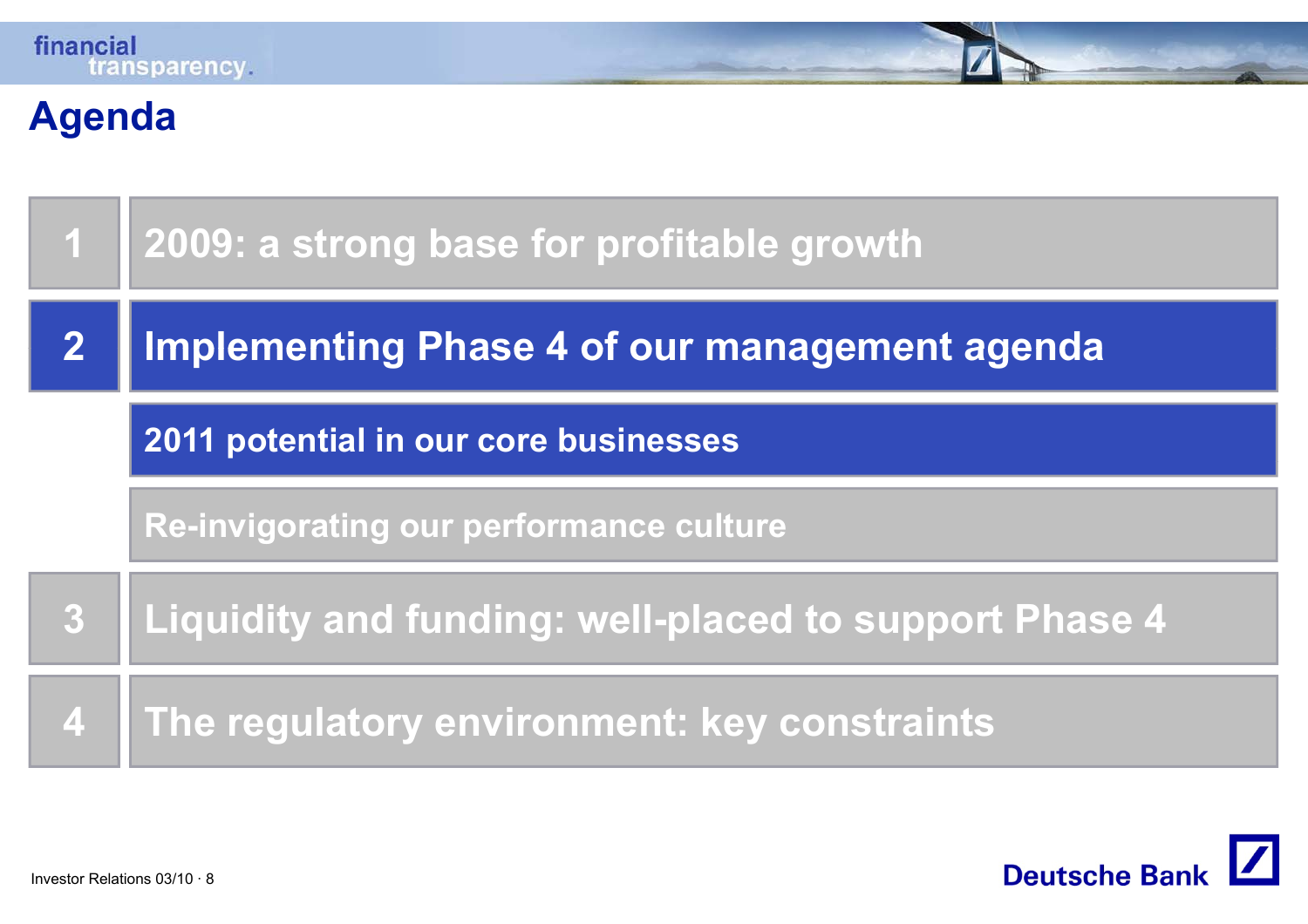# Agenda

1. 2009: a strong base for profitable growth
2. **Implementing Phase 4 of our management agenda**
   - **2011 potential in our core businesses**
   - Re-invigorating our performance culture
3. Liquidity and funding: well-placed to support Phase 4
4. The regulatory environment: key constraints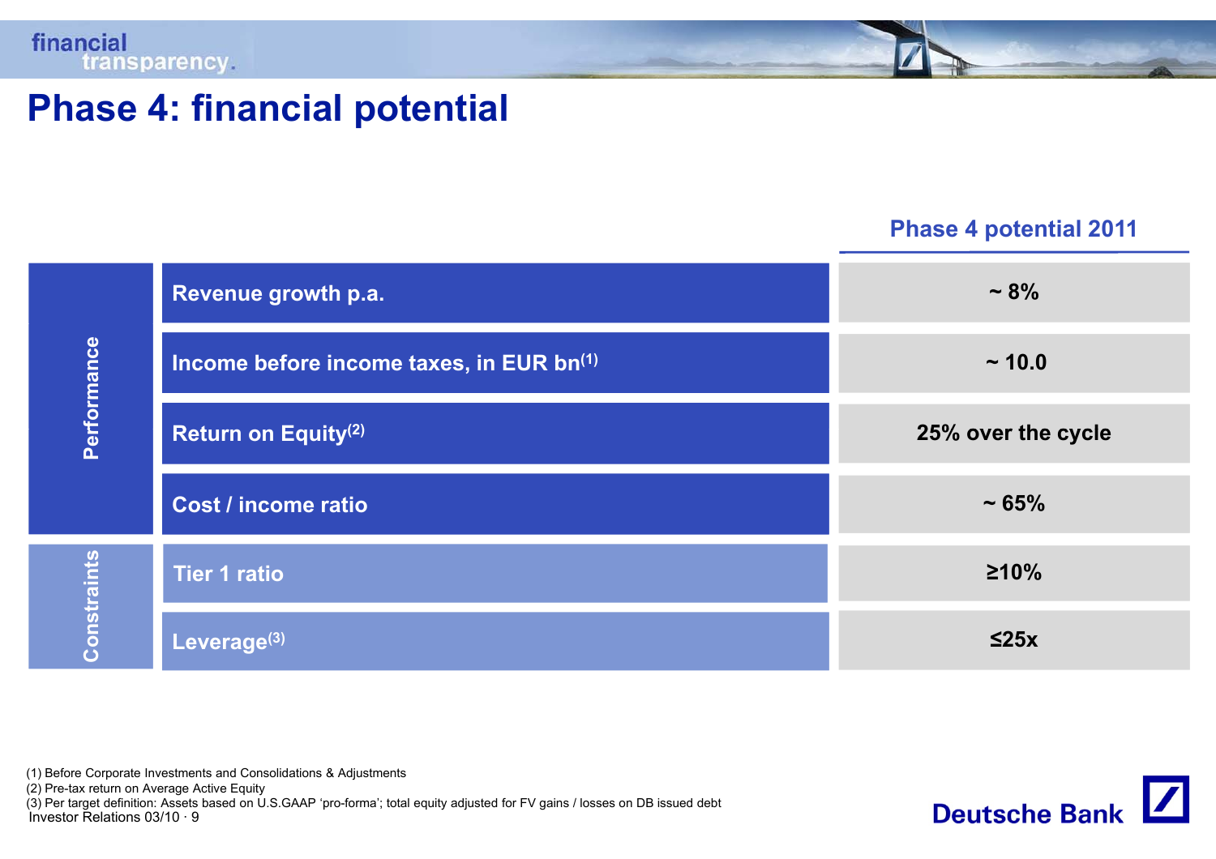# Phase 4: financial potential

| | | Phase 4 potential 2011 |
|---|---|---|
| Performance | Revenue growth p.a. | ~ 8% |
| | Income before income taxes, in EUR bn[1] | ~ 10.0 |
| | Return on Equity[2] | 25% over the cycle |
| | Cost / income ratio | ~ 65% |
| Constraints | Tier 1 ratio | ≥10% |
| | Leverage[3] | ≤25x |

(1) Before Corporate Investments and Consolidations & Adjustments
(2) Pre-tax return on Average Active Equity
(3) Per target definition: Assets based on U.S.GAAP 'pro-forma'; total equity adjusted for FV gains / losses on DB issued debt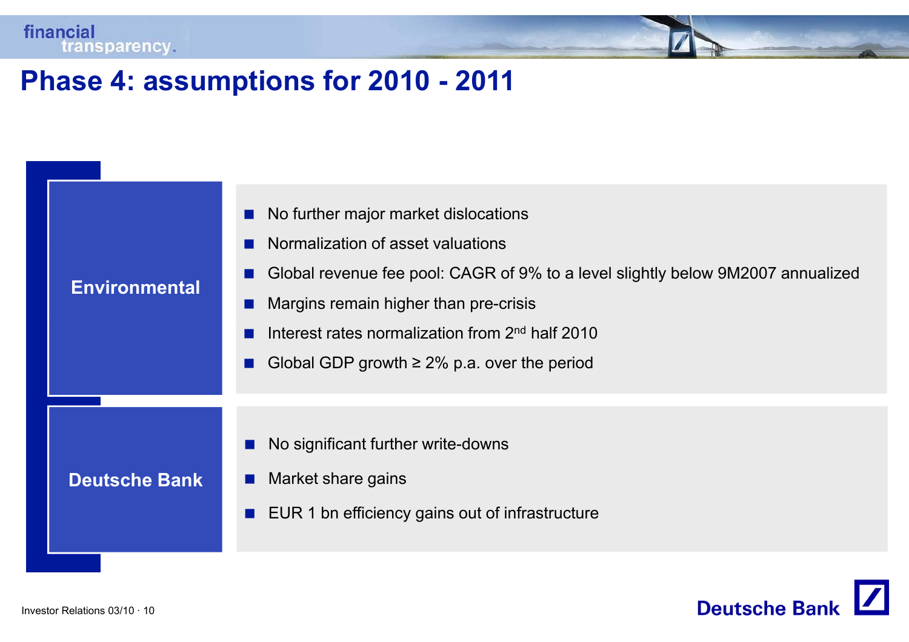# Phase 4: assumptions for 2010 - 2011

## Environmental

- No further major market dislocations
- Normalization of asset valuations
- Global revenue fee pool: CAGR of 9% to a level slightly below 9M2007 annualized
- Margins remain higher than pre-crisis
- Interest rates normalization from 2nd half 2010
- Global GDP growth ≥ 2% p.a. over the period

## Deutsche Bank

- No significant further write-downs
- Market share gains
- EUR 1 bn efficiency gains out of infrastructure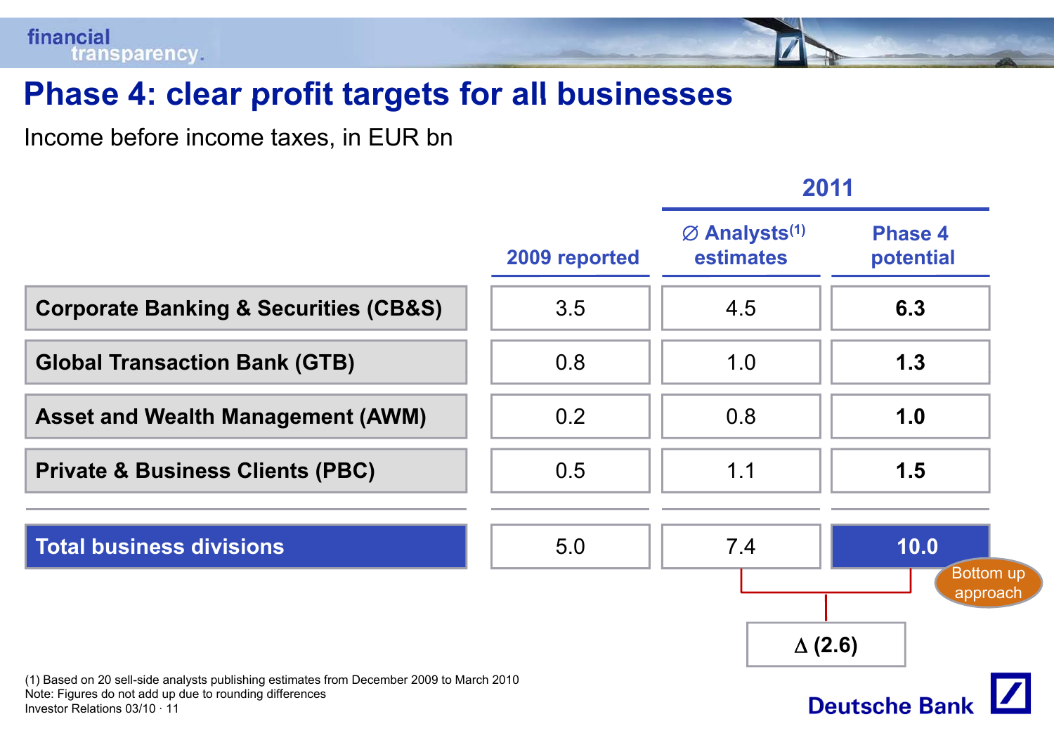# Phase 4: clear profit targets for all businesses

Income before income taxes, in EUR bn

| | 2009 reported | 2011 | |
|---|---|---|---|
| | | ∅ Analysts[1] estimates | Phase 4 potential |
| Corporate Banking & Securities (CB&S) | 3.5 | 4.5 | **6.3** |
| Global Transaction Bank (GTB) | 0.8 | 1.0 | **1.3** |
| Asset and Wealth Management (AWM) | 0.2 | 0.8 | **1.0** |
| Private & Business Clients (PBC) | 0.5 | 1.1 | **1.5** |
| **Total business divisions** | 5.0 | 7.4 | **10.0** |

Bottom up approach

Δ (2.6)

(1) Based on 20 sell-side analysts publishing estimates from December 2009 to March 2010
Note: Figures do not add up due to rounding differences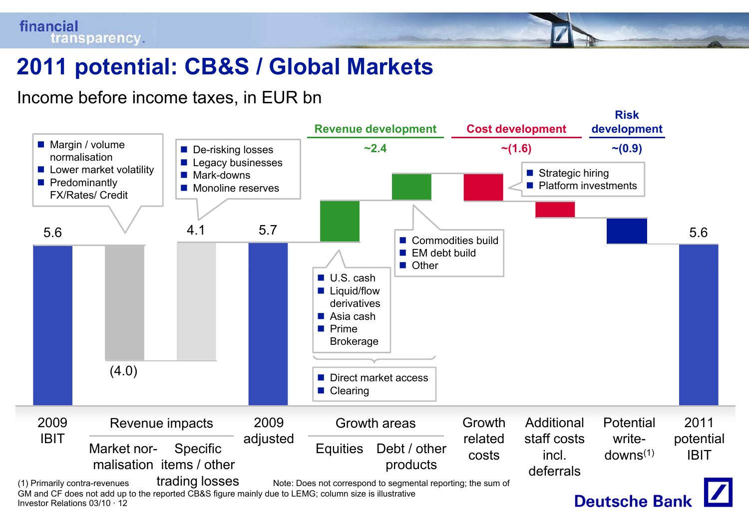# 2011 potential: CB&S / Global Markets

Income before income taxes, in EUR bn

| | 2009 IBIT | Revenue impacts: Market normalisation | Revenue impacts: Specific items / other trading losses | 2009 adjusted | Growth areas: Equities | Growth areas: Debt / other products | Growth related costs | Additional staff costs incl. deferrals | Potential write-downs[1] | 2011 potential IBIT |
|---|---|---|---|---|---|---|---|---|---|---|
| Value | 5.6 | (4.0) | 4.1 | 5.7 | | | | | | 5.6 |

**Revenue development:** ~2.4

**Cost development:** ~(1.6)

**Risk development:** ~(0.9)

Market normalisation:
- Margin / volume normalisation
- Lower market volatility
- Predominantly FX/Rates/ Credit

Specific items / other trading losses:
- De-risking losses
- Legacy businesses
- Mark-downs
- Monoline reserves

Equities:
- U.S. cash
- Liquid/flow derivatives
- Asia cash
- Prime Brokerage

Debt / other products:
- Commodities build
- EM debt build
- Other

Growth areas (Equities and Debt / other products):
- Direct market access
- Clearing

Growth related costs:
- Strategic hiring
- Platform investments

(1) Primarily contra-revenues

Note: Does not correspond to segmental reporting; the sum of GM and CF does not add up to the reported CB&S figure mainly due to LEMG; column size is illustrative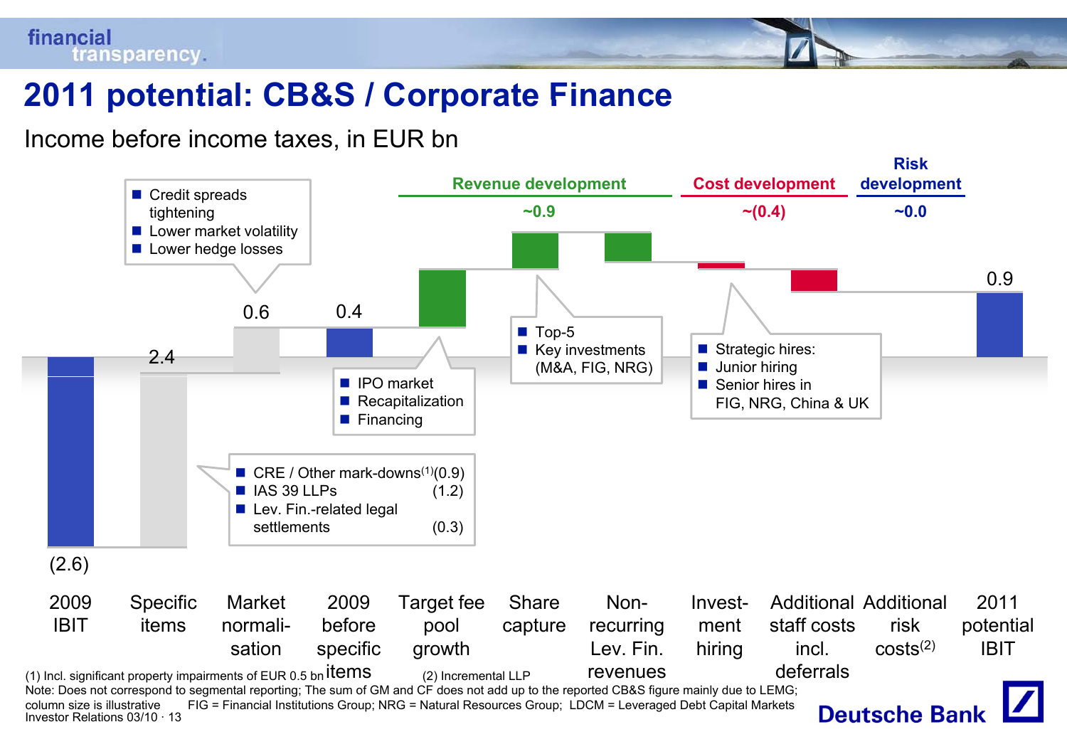# 2011 potential: CB&S / Corporate Finance

Income before income taxes, in EUR bn

| | 2009 IBIT | Specific items | Market normalisation | 2009 before specific items | Target fee pool growth | Share capture | Non-recurring Lev. Fin. revenues | Investment hiring | Additional staff costs incl. deferrals | Additional risk costs(2) | 2011 potential IBIT |
|---|---|---|---|---|---|---|---|---|---|---|---|
| Value | (2.6) | 2.4 | 0.6 | 0.4 | | | | | | | 0.9 |

- **Revenue development:** ~0.9
- **Cost development:** ~(0.4)
- **Risk development:** ~0.0

Specific items:
- CRE / Other mark-downs(1) (0.9)
- IAS 39 LLPs (1.2)
- Lev. Fin.-related legal settlements (0.3)

Market normalisation:
- Credit spreads tightening
- Lower market volatility
- Lower hedge losses

Target fee pool growth:
- IPO market
- Recapitalization
- Financing

Share capture:
- Top-5
- Key investments (M&A, FIG, NRG)

Investment hiring:
- Strategic hires:
- Junior hiring
- Senior hires in FIG, NRG, China & UK

(1) Incl. significant property impairments of EUR 0.5 bn (2) Incremental LLP

Note: Does not correspond to segmental reporting; The sum of GM and CF does not add up to the reported CB&S figure mainly due to LEMG; column size is illustrative FIG = Financial Institutions Group; NRG = Natural Resources Group; LDCM = Leveraged Debt Capital Markets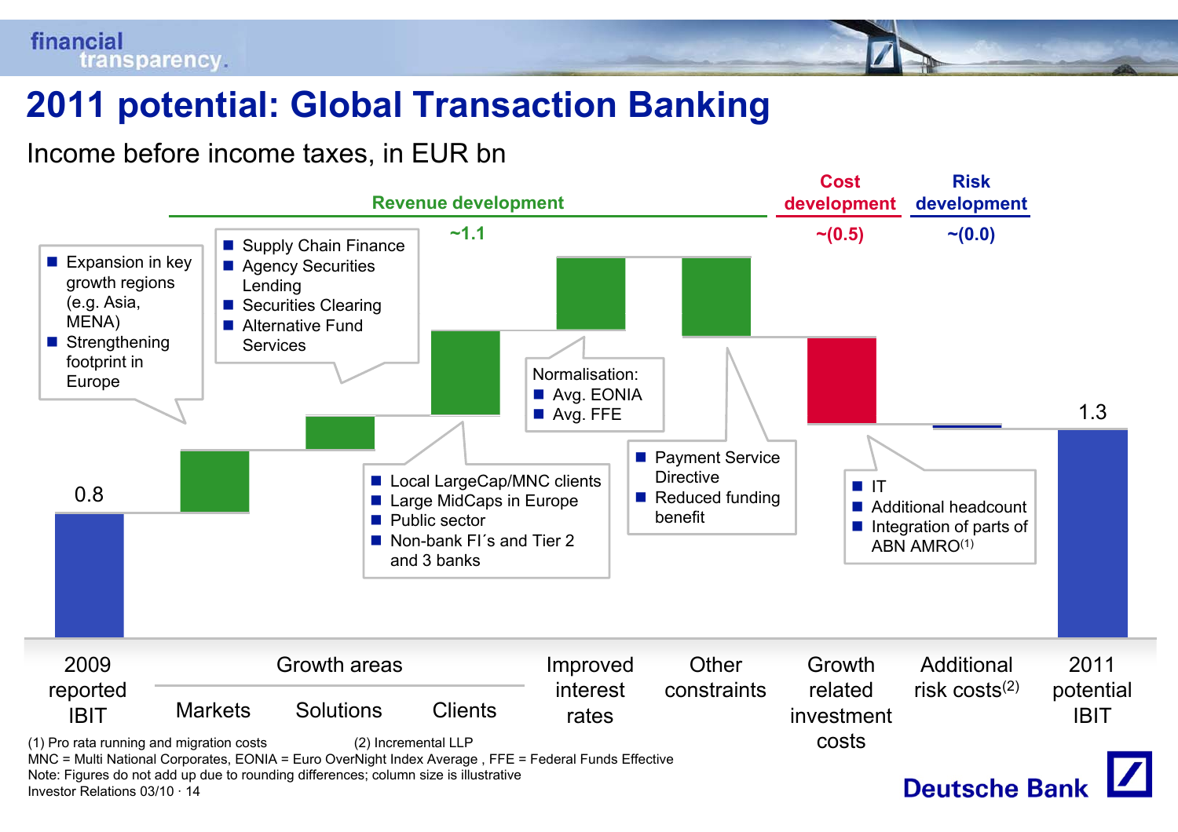# 2011 potential: Global Transaction Banking

Income before income taxes, in EUR bn

**Revenue development** ~1.1

**Cost development** ~(0.5)

**Risk development** ~(0.0)

- 2009 reported IBIT: 0.8
- Growth areas – Markets:
  - Expansion in key growth regions (e.g. Asia, MENA)
  - Strengthening footprint in Europe
- Growth areas – Solutions:
  - Supply Chain Finance
  - Agency Securities Lending
  - Securities Clearing
  - Alternative Fund Services
- Growth areas – Clients:
  - Local LargeCap/MNC clients
  - Large MidCaps in Europe
  - Public sector
  - Non-bank FI´s and Tier 2 and 3 banks
- Improved interest rates:
  - Normalisation:
    - Avg. EONIA
    - Avg. FFE
- Other constraints:
  - Payment Service Directive
  - Reduced funding benefit
- Growth related investment costs:
  - IT
  - Additional headcount
  - Integration of parts of ABN AMRO[1]
- Additional risk costs[2]
- 2011 potential IBIT: 1.3

(1) Pro rata running and migration costs (2) Incremental LLP

MNC = Multi National Corporates, EONIA = Euro OverNight Index Average , FFE = Federal Funds Effective

Note: Figures do not add up due to rounding differences; column size is illustrative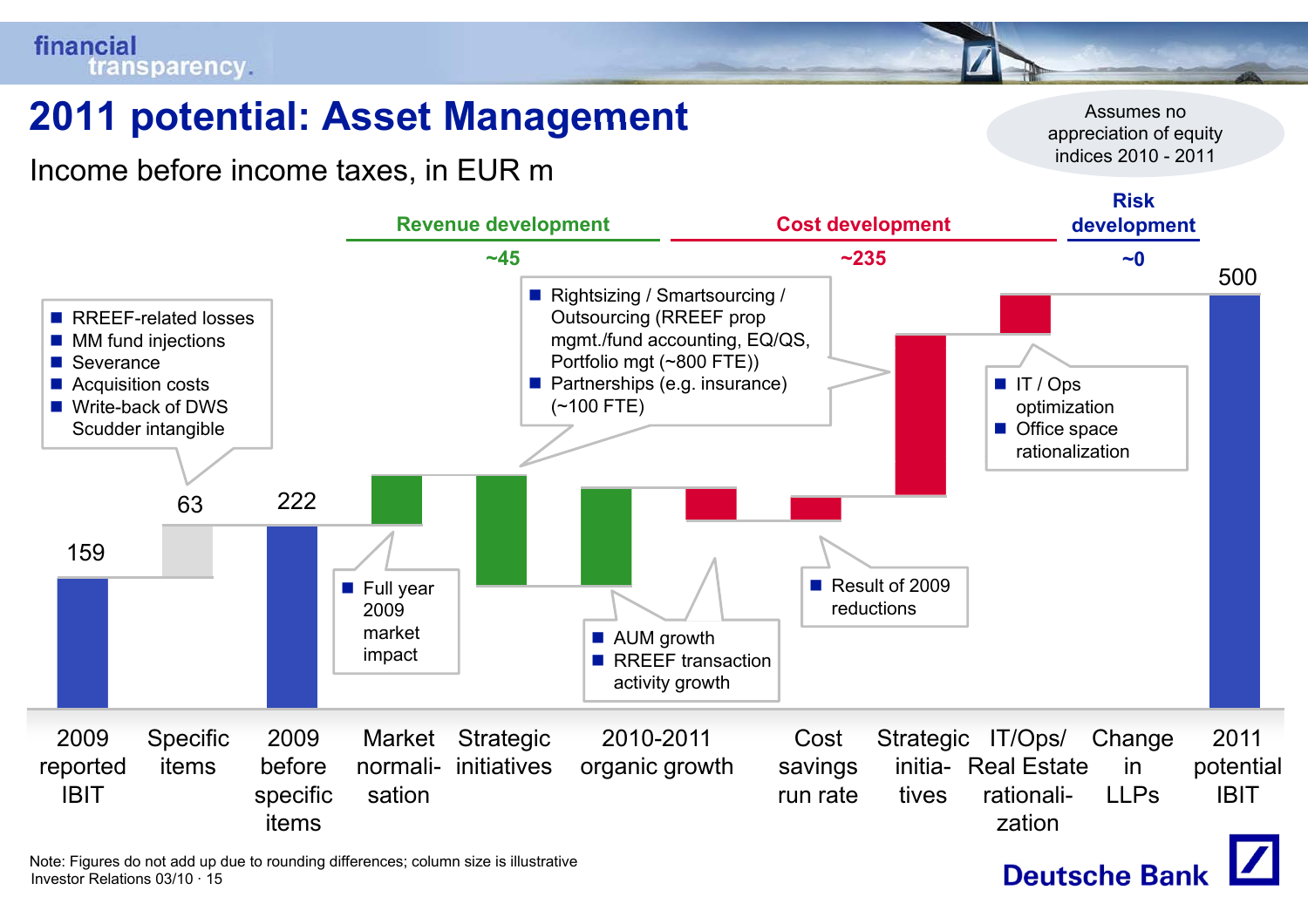# 2011 potential: Asset Management

Income before income taxes, in EUR m

Assumes no appreciation of equity indices 2010 - 2011

| | 2009 reported IBIT | Specific items | 2009 before specific items | Market normali-sation | Strategic initiatives | 2010-2011 organic growth | Cost savings run rate | Strategic initia-tives | IT/Ops/ Real Estate rationali-zation | Change in LLPs | 2011 potential IBIT |
|---|---|---|---|---|---|---|---|---|---|---|---|
| Value | 159 | 63 | 222 | | | | | | | | 500 |

Revenue development: ~45

Cost development: ~235

Risk development: ~0

- RREEF-related losses
- MM fund injections
- Severance
- Acquisition costs
- Write-back of DWS Scudder intangible

- Full year 2009 market impact

- Rightsizing / Smartsourcing / Outsourcing (RREEF prop mgmt./fund accounting, EQ/QS, Portfolio mgt (~800 FTE))
- Partnerships (e.g. insurance) (~100 FTE)

- AUM growth
- RREEF transaction activity growth

- Result of 2009 reductions

- IT / Ops optimization
- Office space rationalization

Note: Figures do not add up due to rounding differences; column size is illustrative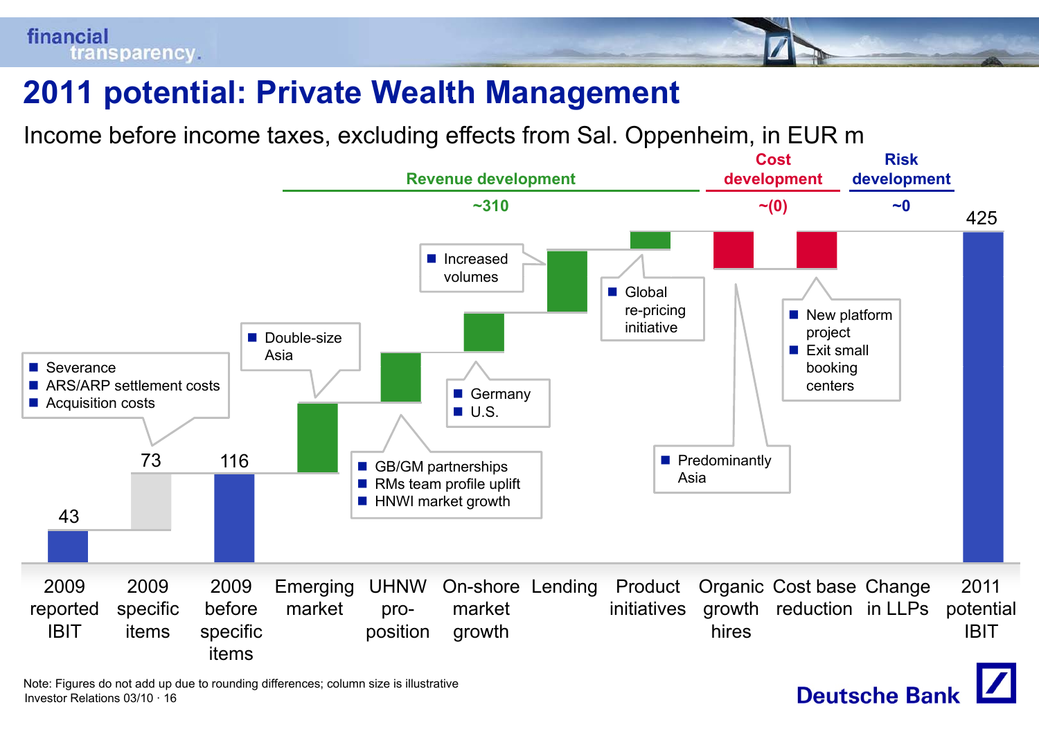# 2011 potential: Private Wealth Management

Income before income taxes, excluding effects from Sal. Oppenheim, in EUR m

| | 2009 reported IBIT | 2009 specific items | 2009 before specific items | Emerging market | UHNW pro-position | On-shore market growth | Lending | Product initiatives | Organic growth hires | Cost base reduction | Change in LLPs | 2011 potential IBIT |
|---|---|---|---|---|---|---|---|---|---|---|---|---|
| Value | 43 | 73 | 116 | | | | | | | | | 425 |
| Group | | | | Revenue development ~310 | | | | | Cost development ~(0) | | Risk development ~0 | |

- 2009 specific items:
  - Severance
  - ARS/ARP settlement costs
  - Acquisition costs
- Emerging market:
  - Double-size Asia
- UHNW pro-position:
  - GB/GM partnerships
  - RMs team profile uplift
  - HNWI market growth
- On-shore market growth:
  - Germany
  - U.S.
- Lending:
  - Increased volumes
- Product initiatives:
  - Global re-pricing initiative
- Organic growth hires:
  - Predominantly Asia
- Cost base reduction:
  - New platform project
  - Exit small booking centers

Note: Figures do not add up due to rounding differences; column size is illustrative

Investor Relations 03/10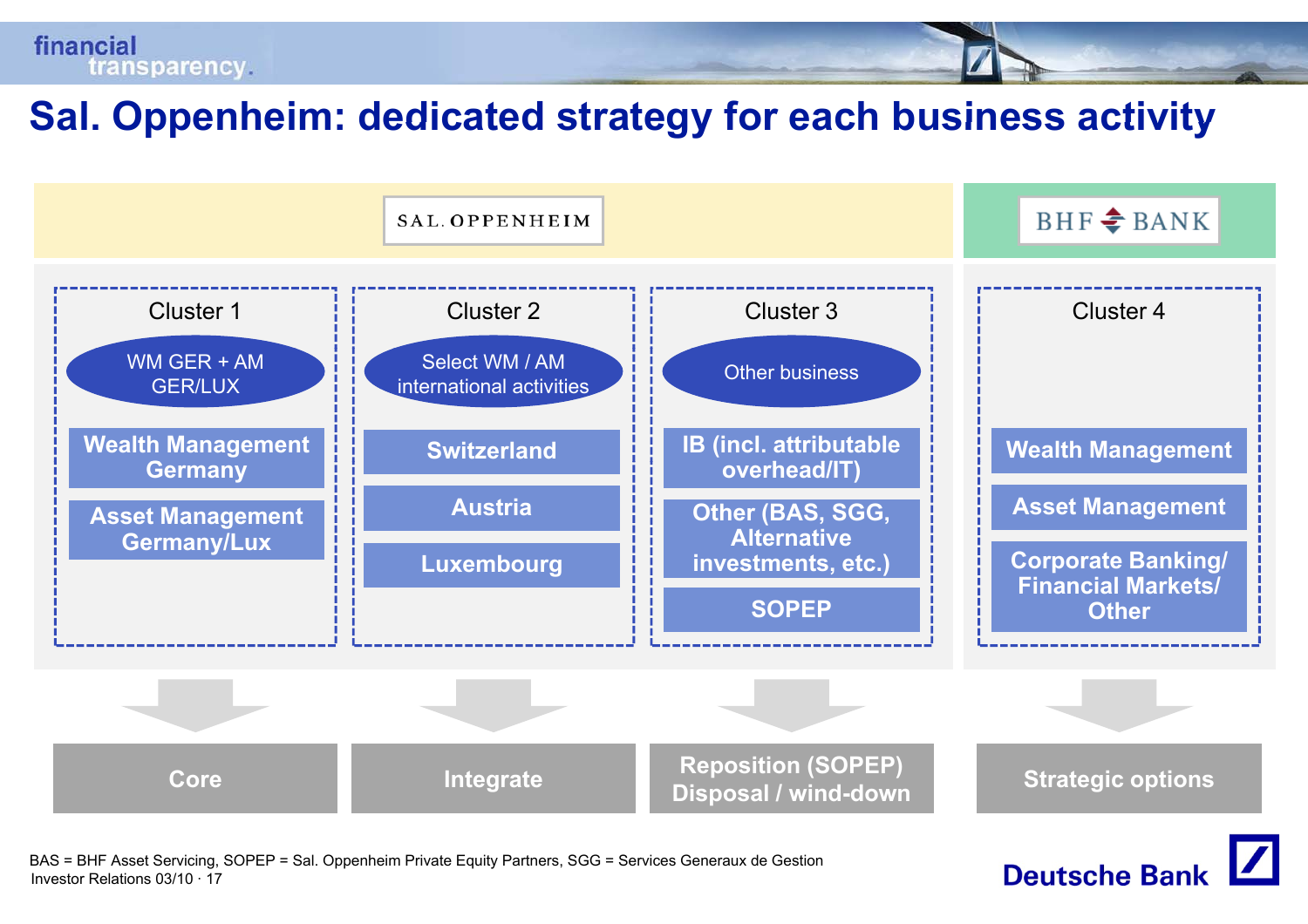# Sal. Oppenheim: dedicated strategy for each business activity

| SAL. OPPENHEIM | | | BHF BANK |
|---|---|---|---|
| **Cluster 1** | **Cluster 2** | **Cluster 3** | **Cluster 4** |
| WM GER + AM GER/LUX | Select WM / AM international activities | Other business | |
| Wealth Management Germany | Switzerland | IB (incl. attributable overhead/IT) | Wealth Management |
| Asset Management Germany/Lux | Austria | Other (BAS, SGG, Alternative investments, etc.) | Asset Management |
| | Luxembourg | SOPEP | Corporate Banking/ Financial Markets/ Other |
| **Core** | **Integrate** | **Reposition (SOPEP) Disposal / wind-down** | **Strategic options** |

BAS = BHF Asset Servicing, SOPEP = Sal. Oppenheim Private Equity Partners, SGG = Services Generaux de Gestion

Investor Relations 03/10 · 17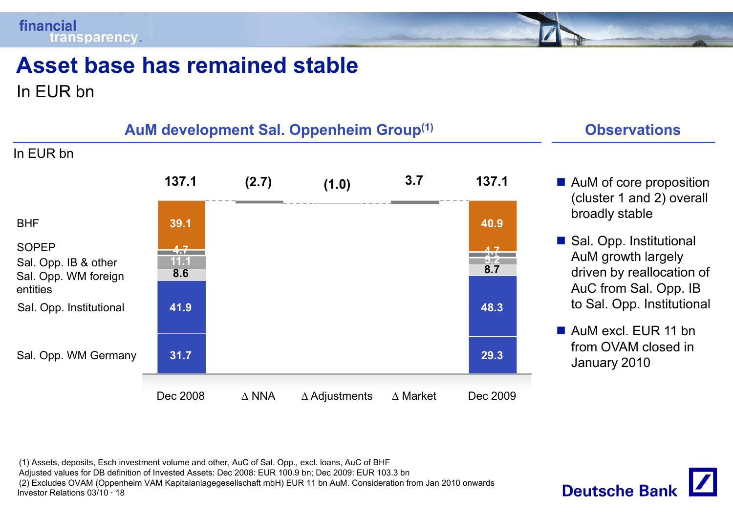# Asset base has remained stable

In EUR bn

## AuM development Sal. Oppenheim Group(1)

In EUR bn

| | Dec 2008 | Δ NNA | Δ Adjustments | Δ Market | Dec 2009 |
|---|---|---|---|---|---|
| Total | 137.1 | (2.7) | (1.0) | 3.7 | 137.1 |
| BHF | 39.1 | | | | 40.9 |
| SOPEP | 4.7 | | | | 4.7 |
| Sal. Opp. IB & other | 11.1 | | | | 5.2 |
| Sal. Opp. WM foreign entities | 8.6 | | | | 8.7 |
| Sal. Opp. Institutional | 41.9 | | | | 48.3 |
| Sal. Opp. WM Germany | 31.7 | | | | 29.3 |

## Observations

- AuM of core proposition (cluster 1 and 2) overall broadly stable
- Sal. Opp. Institutional AuM growth largely driven by reallocation of AuC from Sal. Opp. IB to Sal. Opp. Institutional
- AuM excl. EUR 11 bn from OVAM closed in January 2010

(1) Assets, deposits, Esch investment volume and other, AuC of Sal. Opp., excl. loans, AuC of BHF
Adjusted values for DB definition of Invested Assets: Dec 2008: EUR 100.9 bn; Dec 2009: EUR 103.3 bn
(2) Excludes OVAM (Oppenheim VAM Kapitalanlagegesellschaft mbH) EUR 11 bn AuM. Consideration from Jan 2010 onwards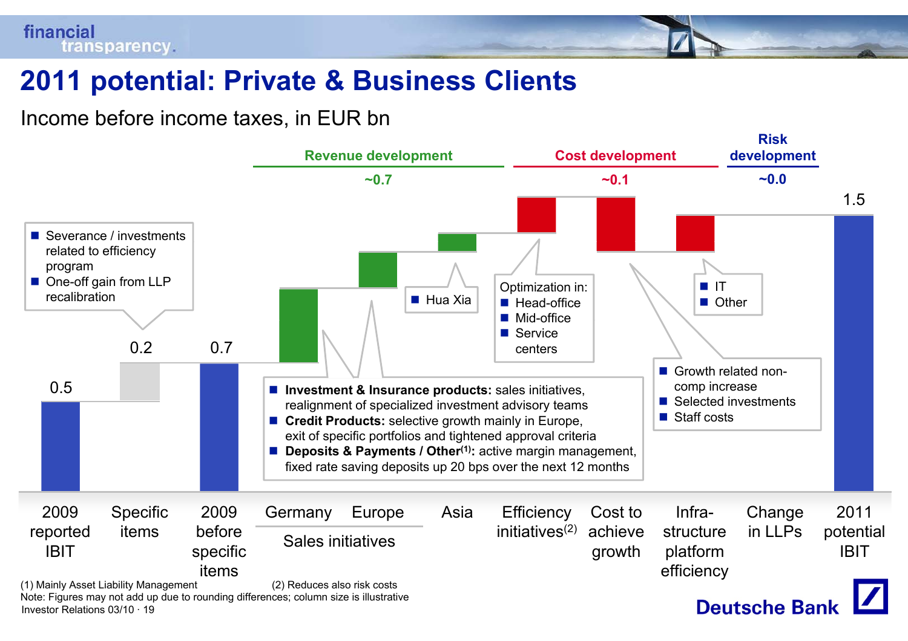# 2011 potential: Private & Business Clients

Income before income taxes, in EUR bn

| | 2009 reported IBIT | Specific items | 2009 before specific items | Germany | Europe | Asia | Efficiency initiatives[2] | Cost to achieve growth | Infra-structure platform efficiency | Change in LLPs | 2011 potential IBIT |
|---|---|---|---|---|---|---|---|---|---|---|---|
| Value | 0.5 | 0.2 | 0.7 | | | | | | | | 1.5 |

- **Revenue development** (Germany, Europe – Sales initiatives; Asia): ~0.7
- **Cost development** (Efficiency initiatives, Cost to achieve growth, Infrastructure platform efficiency): ~0.1
- **Risk development** (Change in LLPs): ~0.0

Specific items:
- Severance / investments related to efficiency program
- One-off gain from LLP recalibration

Sales initiatives:
- **Investment & Insurance products:** sales initiatives, realignment of specialized investment advisory teams
- **Credit Products:** selective growth mainly in Europe, exit of specific portfolios and tightened approval criteria
- **Deposits & Payments / Other[1]:** active margin management, fixed rate saving deposits up 20 bps over the next 12 months

Asia:
- Hua Xia

Efficiency initiatives – Optimization in:
- Head-office
- Mid-office
- Service centers

Cost to achieve growth:
- Growth related non-comp increase
- Selected investments
- Staff costs

Infrastructure platform efficiency:
- IT
- Other

(1) Mainly Asset Liability Management (2) Reduces also risk costs

Note: Figures may not add up due to rounding differences; column size is illustrative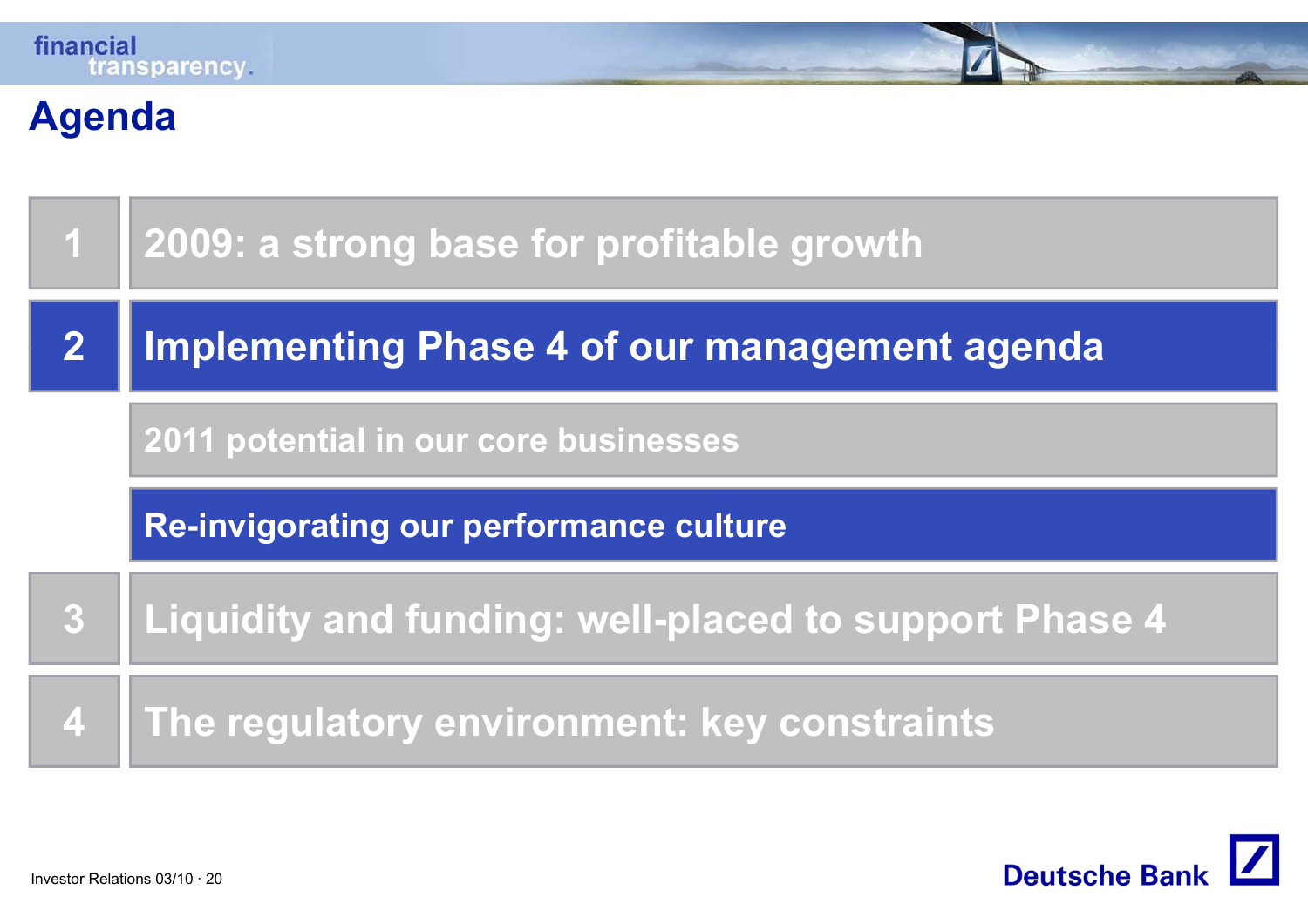# Agenda

1. 2009: a strong base for profitable growth
2. **Implementing Phase 4 of our management agenda**
   - 2011 potential in our core businesses
   - **Re-invigorating our performance culture**
3. Liquidity and funding: well-placed to support Phase 4
4. The regulatory environment: key constraints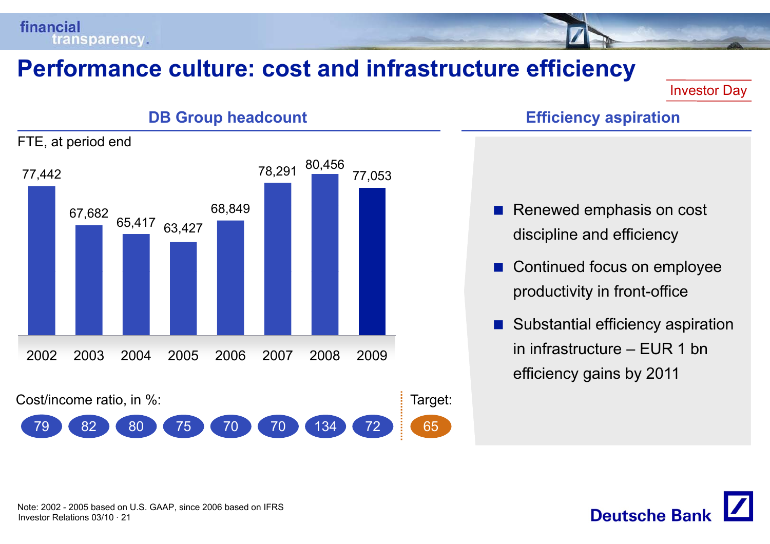# Performance culture: cost and infrastructure efficiency

Investor Day

## DB Group headcount

FTE, at period end

| | 2002 | 2003 | 2004 | 2005 | 2006 | 2007 | 2008 | 2009 | Target |
|---|---|---|---|---|---|---|---|---|---|
| Headcount | 77,442 | 67,682 | 65,417 | 63,427 | 68,849 | 78,291 | 80,456 | 77,053 | |
| Cost/income ratio, in % | 79 | 82 | 80 | 75 | 70 | 70 | 134 | 72 | 65 |

## Efficiency aspiration

- Renewed emphasis on cost discipline and efficiency
- Continued focus on employee productivity in front-office
- Substantial efficiency aspiration in infrastructure – EUR 1 bn efficiency gains by 2011

Note: 2002 - 2005 based on U.S. GAAP, since 2006 based on IFRS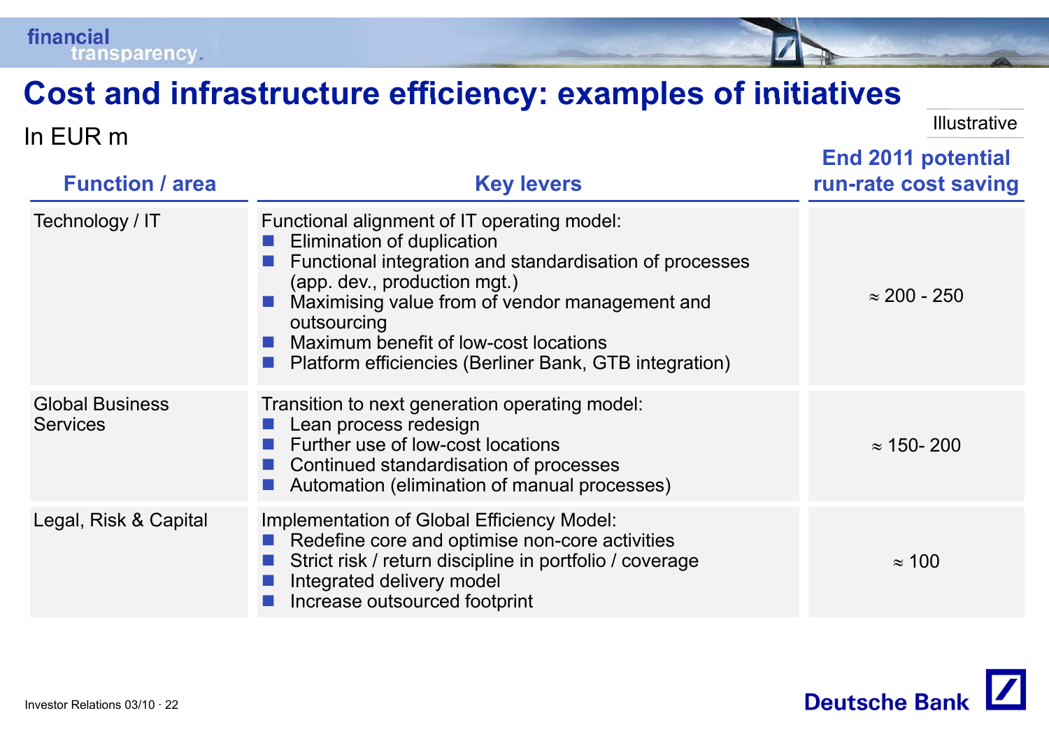# Cost and infrastructure efficiency: examples of initiatives

In EUR m

Illustrative

| Function / area | Key levers | End 2011 potential run-rate cost saving |
|---|---|---|
| Technology / IT | Functional alignment of IT operating model:<br>■ Elimination of duplication<br>■ Functional integration and standardisation of processes (app. dev., production mgt.)<br>■ Maximising value from of vendor management and outsourcing<br>■ Maximum benefit of low-cost locations<br>■ Platform efficiencies (Berliner Bank, GTB integration) | ≈ 200 - 250 |
| Global Business Services | Transition to next generation operating model:<br>■ Lean process redesign<br>■ Further use of low-cost locations<br>■ Continued standardisation of processes<br>■ Automation (elimination of manual processes) | ≈ 150- 200 |
| Legal, Risk & Capital | Implementation of Global Efficiency Model:<br>■ Redefine core and optimise non-core activities<br>■ Strict risk / return discipline in portfolio / coverage<br>■ Integrated delivery model<br>■ Increase outsourced footprint | ≈ 100 |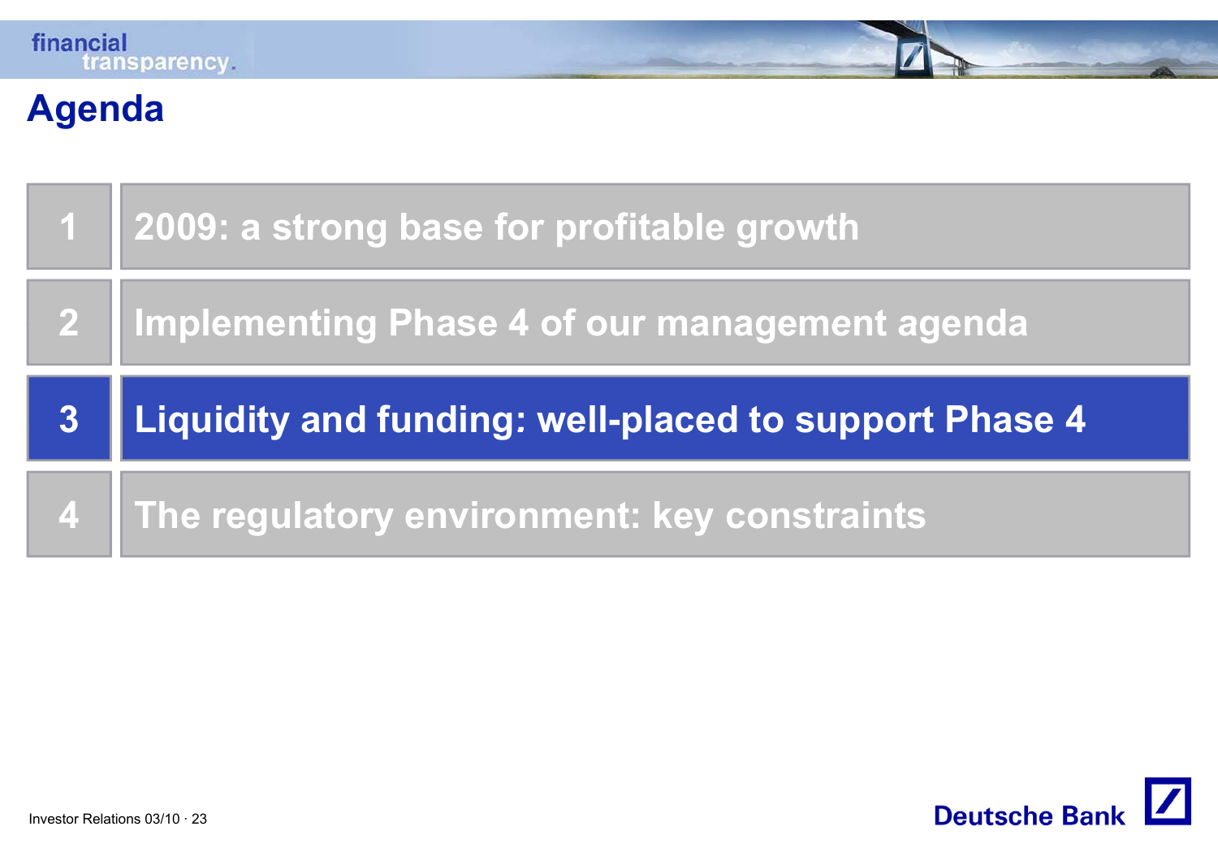# Agenda

1. 2009: a strong base for profitable growth
2. Implementing Phase 4 of our management agenda
3. **Liquidity and funding: well-placed to support Phase 4**
4. The regulatory environment: key constraints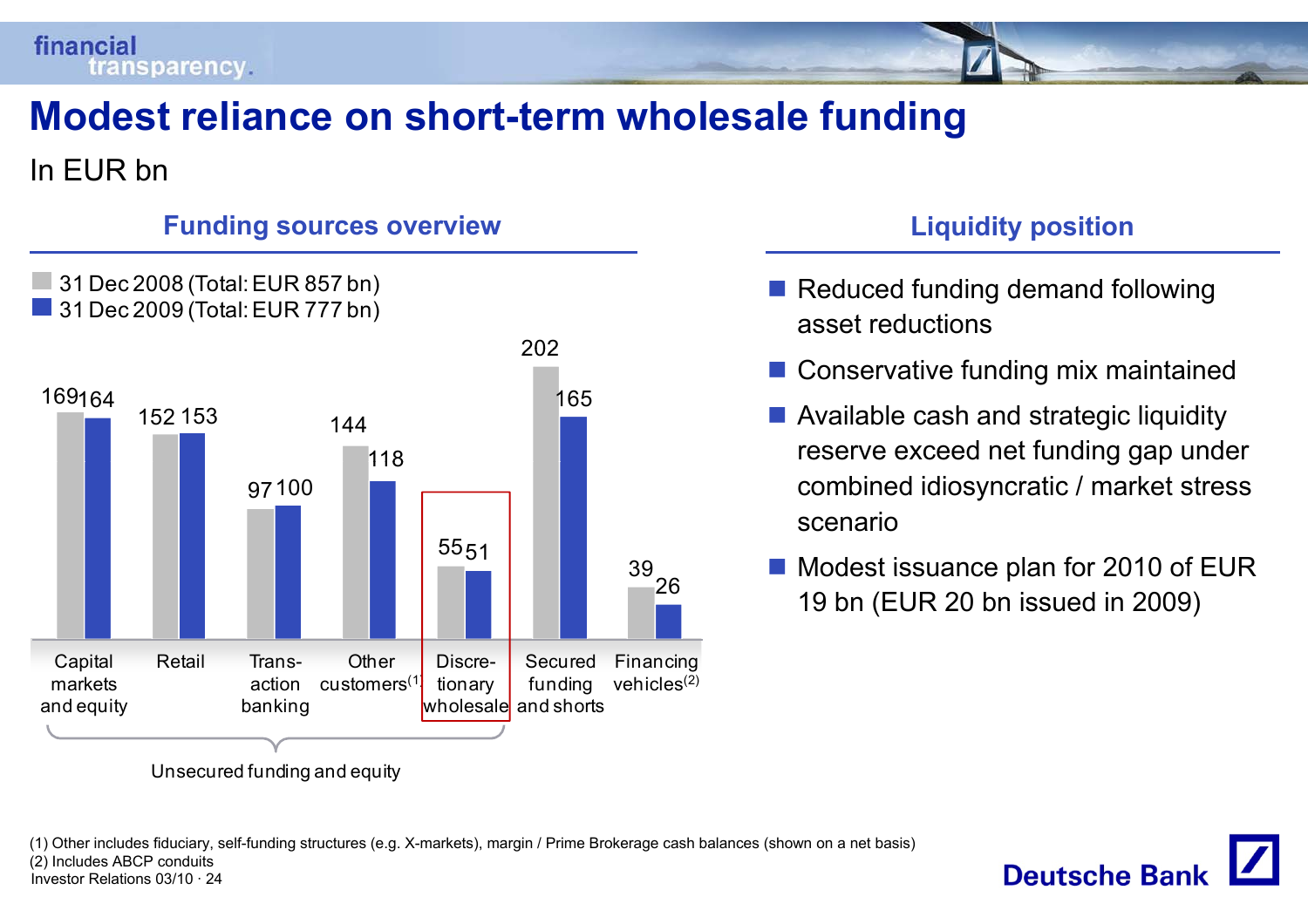# Modest reliance on short-term wholesale funding

In EUR bn

## Funding sources overview

| | 31 Dec 2008 (Total: EUR 857 bn) | 31 Dec 2009 (Total: EUR 777 bn) |
|---|---|---|
| Capital markets and equity | 169 | 164 |
| Retail | 152 | 153 |
| Transaction banking | 97 | 100 |
| Other customers[1] | 144 | 118 |
| Discretionary wholesale | 55 | 51 |
| Secured funding and shorts | 202 | 165 |
| Financing vehicles[2] | 39 | 26 |

Unsecured funding and equity: Capital markets and equity, Retail, Transaction banking, Other customers[1], Discretionary wholesale

## Liquidity position

- Reduced funding demand following asset reductions
- Conservative funding mix maintained
- Available cash and strategic liquidity reserve exceed net funding gap under combined idiosyncratic / market stress scenario
- Modest issuance plan for 2010 of EUR 19 bn (EUR 20 bn issued in 2009)

(1) Other includes fiduciary, self-funding structures (e.g. X-markets), margin / Prime Brokerage cash balances (shown on a net basis)
(2) Includes ABCP conduits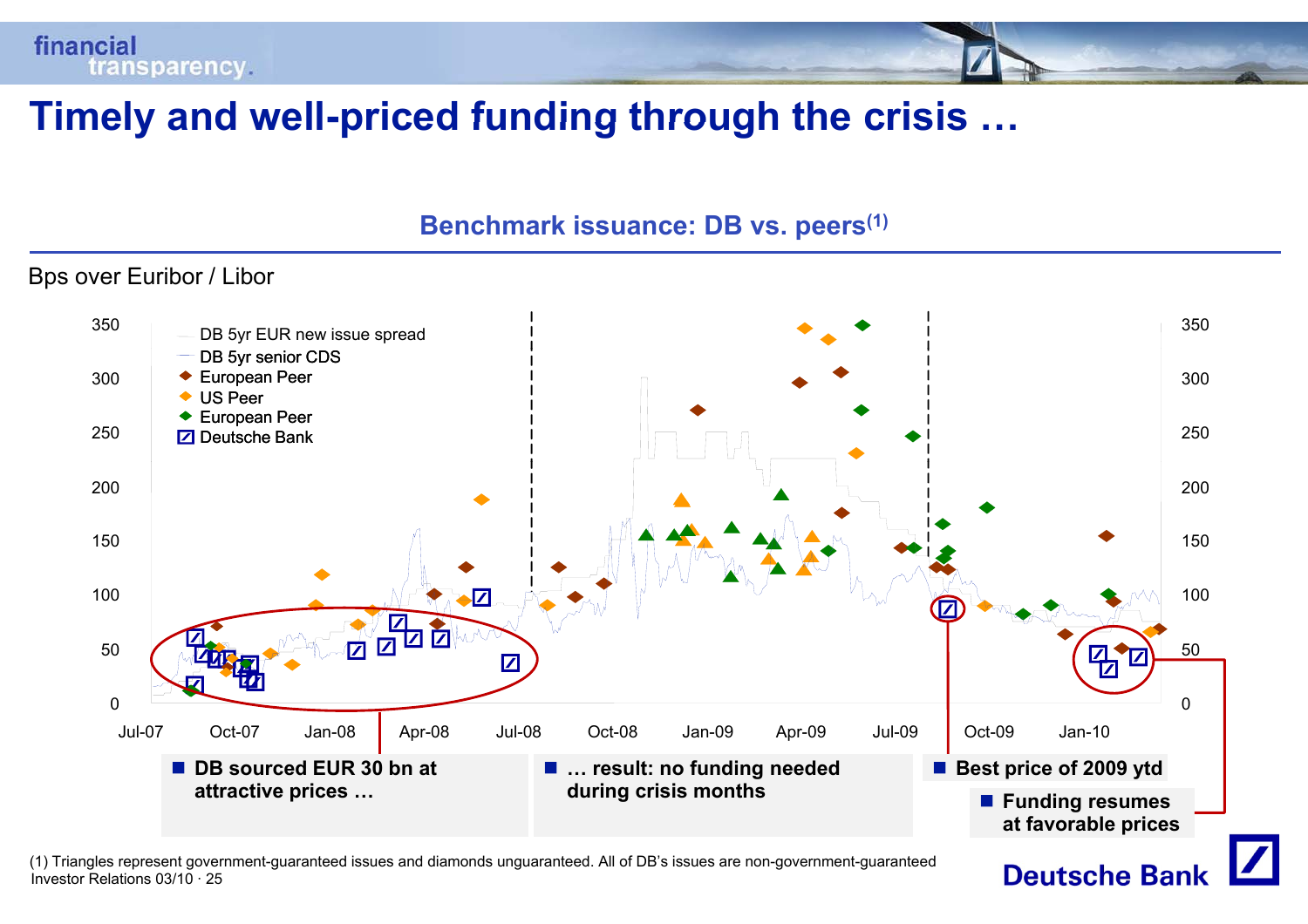# Timely and well-priced funding through the crisis …

## Benchmark issuance: DB vs. peers[1]

Bps over Euribor / Libor

Legend:
- DB 5yr EUR new issue spread
- DB 5yr senior CDS
- European Peer
- US Peer
- European Peer
- Deutsche Bank

Y-axis: 0, 50, 100, 150, 200, 250, 300, 350

X-axis: Jul-07, Oct-07, Jan-08, Apr-08, Jul-08, Oct-08, Jan-09, Apr-09, Jul-09, Oct-09, Jan-10

- **DB sourced EUR 30 bn at attractive prices …**
- **… result: no funding needed during crisis months**
- **Best price of 2009 ytd**
- **Funding resumes at favorable prices**

(1) Triangles represent government-guaranteed issues and diamonds unguaranteed. All of DB's issues are non-government-guaranteed

Investor Relations 03/10 · 25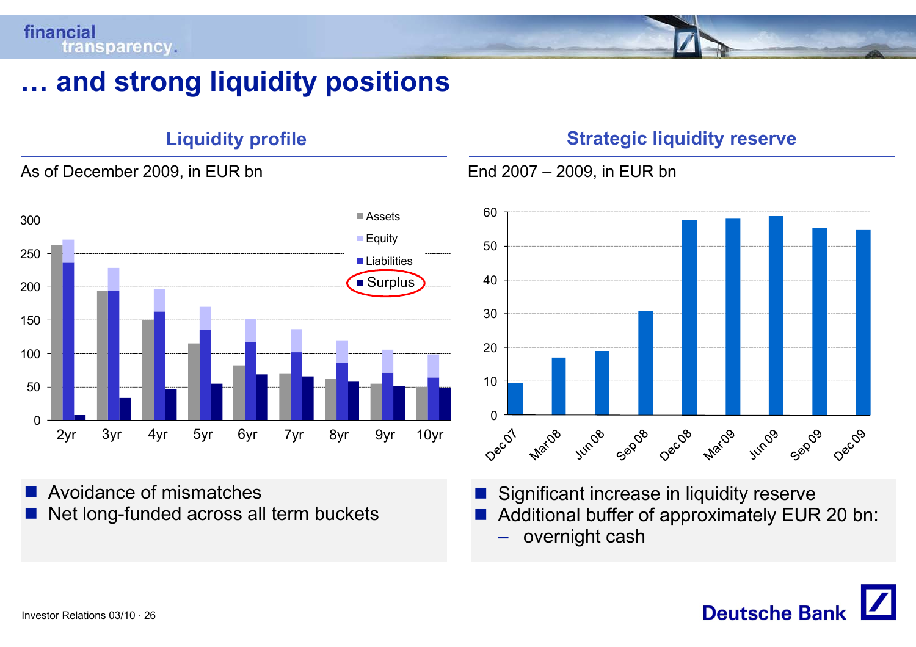# … and strong liquidity positions

## Liquidity profile

As of December 2009, in EUR bn

| | 2yr | 3yr | 4yr | 5yr | 6yr | 7yr | 8yr | 9yr | 10yr |
|---|---|---|---|---|---|---|---|---|---|
| Assets | 262 | 194 | 150 | 115 | 82 | 70 | 61 | 55 | 50 |
| Equity | 271 | 228 | 197 | 170 | 151 | 136 | 119 | 105 | 98 |
| Liabilities | 236 | 194 | 163 | 135 | 117 | 102 | 86 | 71 | 64 |
| Surplus | 8 | 33 | 47 | 55 | 69 | 66 | 58 | 51 | 48 |

- Avoidance of mismatches
- Net long-funded across all term buckets

## Strategic liquidity reserve

End 2007 – 2009, in EUR bn

| Dec07 | Mar08 | Jun08 | Sep08 | Dec08 | Mar09 | Jun09 | Sep09 | Dec09 |
|---|---|---|---|---|---|---|---|---|
| 10 | 17 | 19 | 31 | 58 | 58 | 59 | 55 | 55 |

- Significant increase in liquidity reserve
- Additional buffer of approximately EUR 20 bn:
  - overnight cash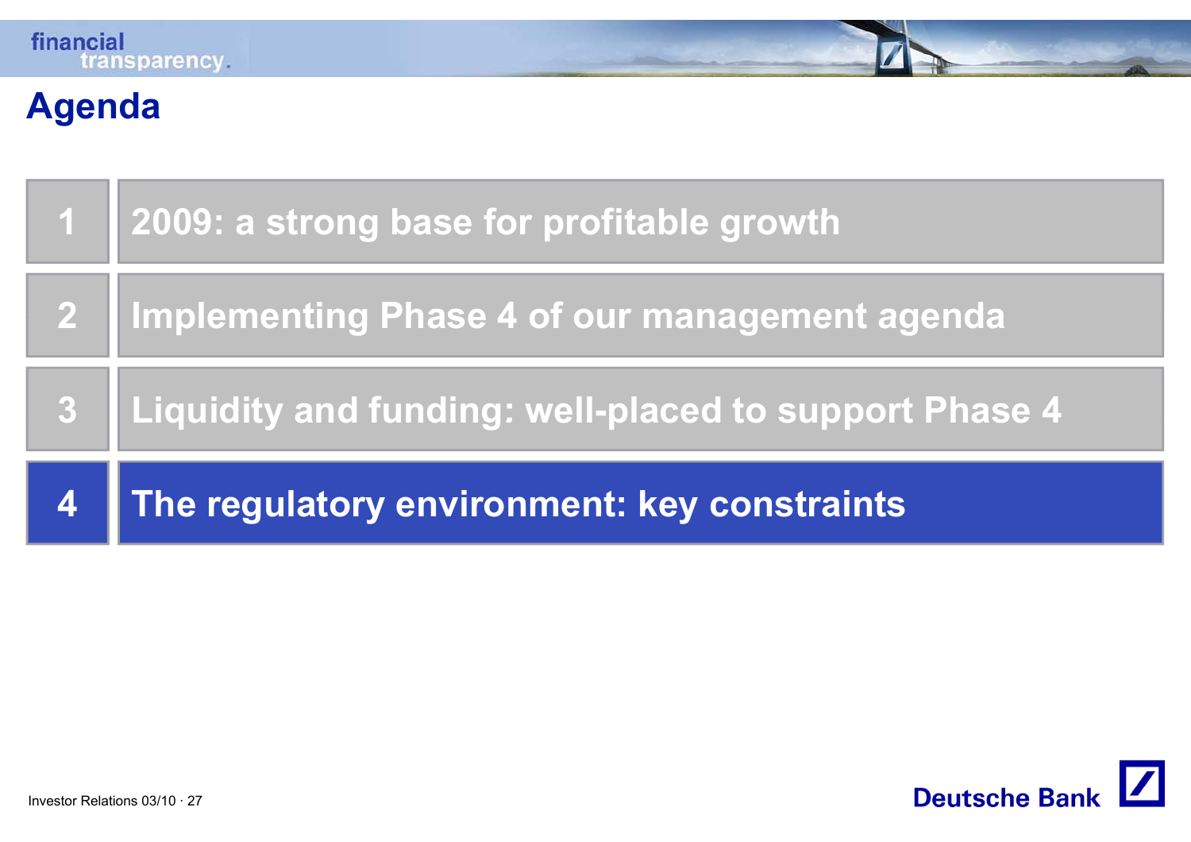# Agenda

1. 2009: a strong base for profitable growth
2. Implementing Phase 4 of our management agenda
3. Liquidity and funding: well-placed to support Phase 4
4. **The regulatory environment: key constraints**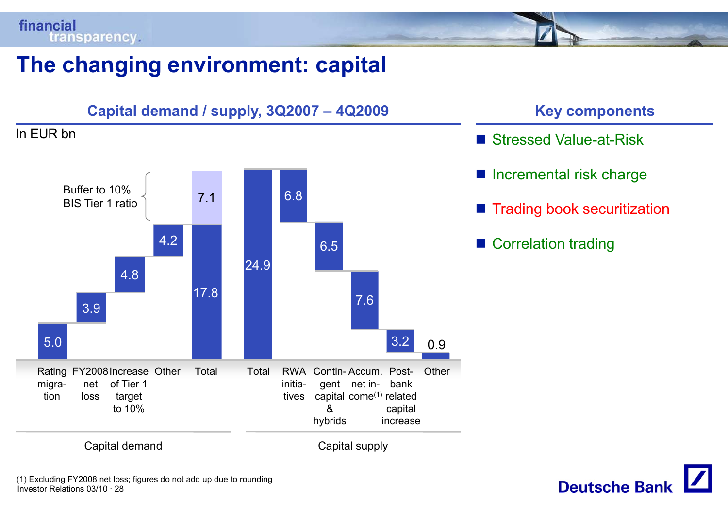# The changing environment: capital

## Capital demand / supply, 3Q2007 – 4Q2009

In EUR bn

| Capital demand | Value |
|---|---|
| Rating migration | 5.0 |
| FY2008 net loss | 3.9 |
| Increase of Tier 1 target to 10% | 4.8 |
| Other | 4.2 |
| Total | 17.8 |
| Buffer to 10% BIS Tier 1 ratio | 7.1 |

| Capital supply | Value |
|---|---|
| Total | 24.9 |
| RWA initiatives | 6.8 |
| Contingent capital & hybrids | 6.5 |
| Accum. net income[(1)] | 7.6 |
| Postbank related capital increase | 3.2 |
| Other | 0.9 |

## Key components

- Stressed Value-at-Risk
- Incremental risk charge
- Trading book securitization
- Correlation trading

(1) Excluding FY2008 net loss; figures do not add up due to rounding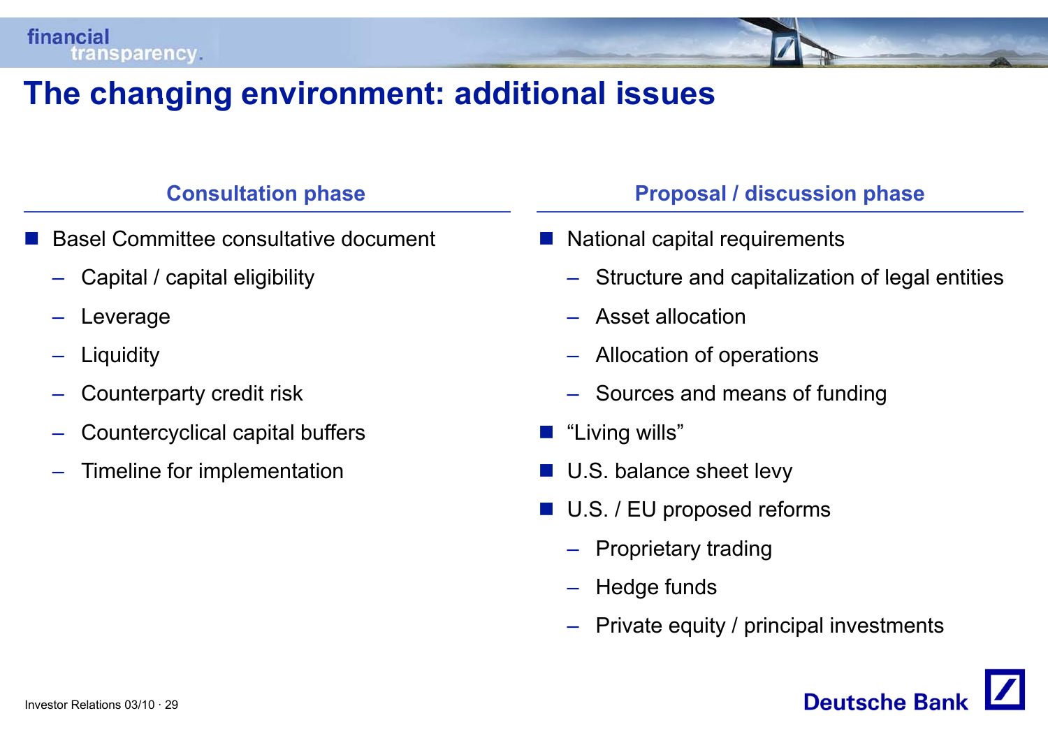# The changing environment: additional issues

## Consultation phase

- Basel Committee consultative document
  - Capital / capital eligibility
  - Leverage
  - Liquidity
  - Counterparty credit risk
  - Countercyclical capital buffers
  - Timeline for implementation

## Proposal / discussion phase

- National capital requirements
  - Structure and capitalization of legal entities
  - Asset allocation
  - Allocation of operations
  - Sources and means of funding
- "Living wills"
- U.S. balance sheet levy
- U.S. / EU proposed reforms
  - Proprietary trading
  - Hedge funds
  - Private equity / principal investments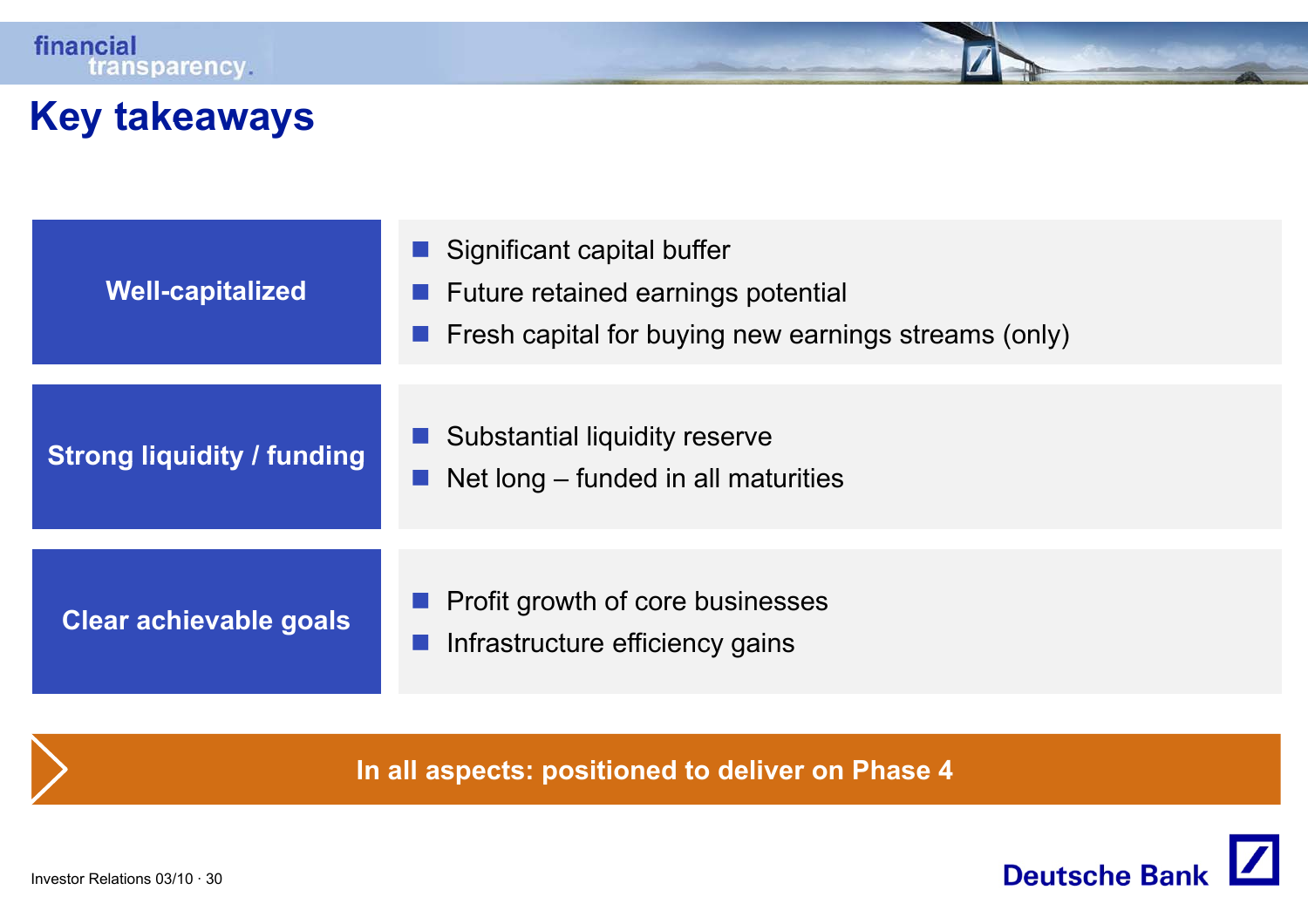# Key takeaways

| | |
|---|---|
| **Well-capitalized** | Significant capital buffer<br>Future retained earnings potential<br>Fresh capital for buying new earnings streams (only) |
| **Strong liquidity / funding** | Substantial liquidity reserve<br>Net long – funded in all maturities |
| **Clear achievable goals** | Profit growth of core businesses<br>Infrastructure efficiency gains |

**In all aspects: positioned to deliver on Phase 4**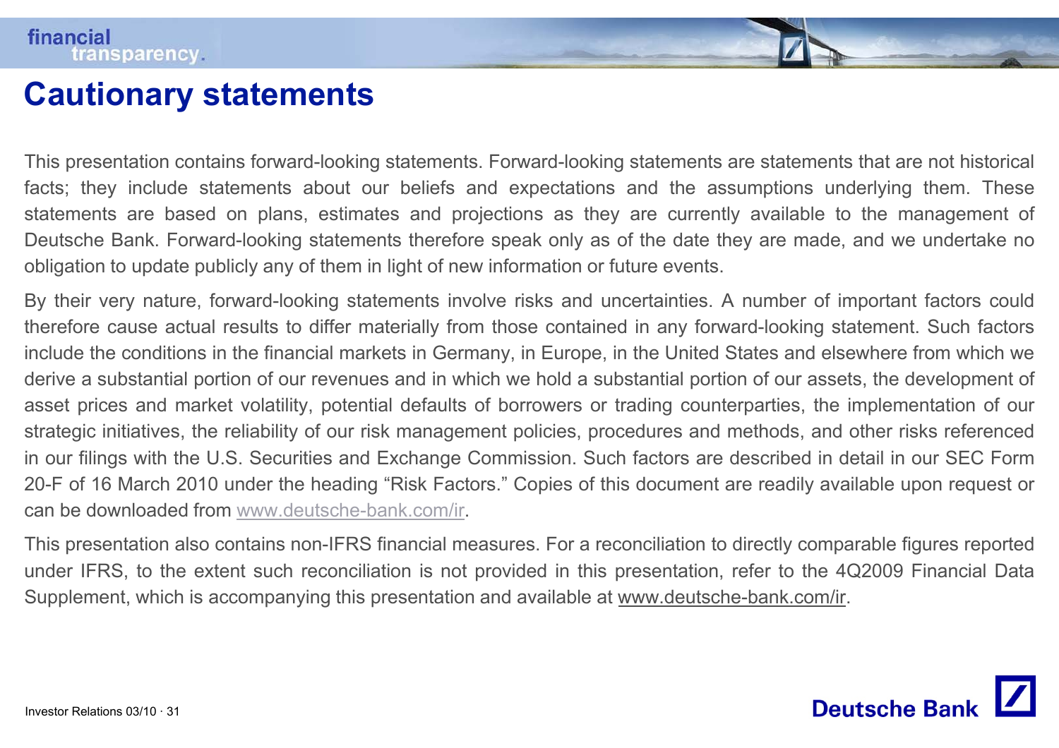# Cautionary statements

This presentation contains forward-looking statements. Forward-looking statements are statements that are not historical facts; they include statements about our beliefs and expectations and the assumptions underlying them. These statements are based on plans, estimates and projections as they are currently available to the management of Deutsche Bank. Forward-looking statements therefore speak only as of the date they are made, and we undertake no obligation to update publicly any of them in light of new information or future events.

By their very nature, forward-looking statements involve risks and uncertainties. A number of important factors could therefore cause actual results to differ materially from those contained in any forward-looking statement. Such factors include the conditions in the financial markets in Germany, in Europe, in the United States and elsewhere from which we derive a substantial portion of our revenues and in which we hold a substantial portion of our assets, the development of asset prices and market volatility, potential defaults of borrowers or trading counterparties, the implementation of our strategic initiatives, the reliability of our risk management policies, procedures and methods, and other risks referenced in our filings with the U.S. Securities and Exchange Commission. Such factors are described in detail in our SEC Form 20-F of 16 March 2010 under the heading “Risk Factors.” Copies of this document are readily available upon request or can be downloaded from www.deutsche-bank.com/ir.

This presentation also contains non-IFRS financial measures. For a reconciliation to directly comparable figures reported under IFRS, to the extent such reconciliation is not provided in this presentation, refer to the 4Q2009 Financial Data Supplement, which is accompanying this presentation and available at www.deutsche-bank.com/ir.